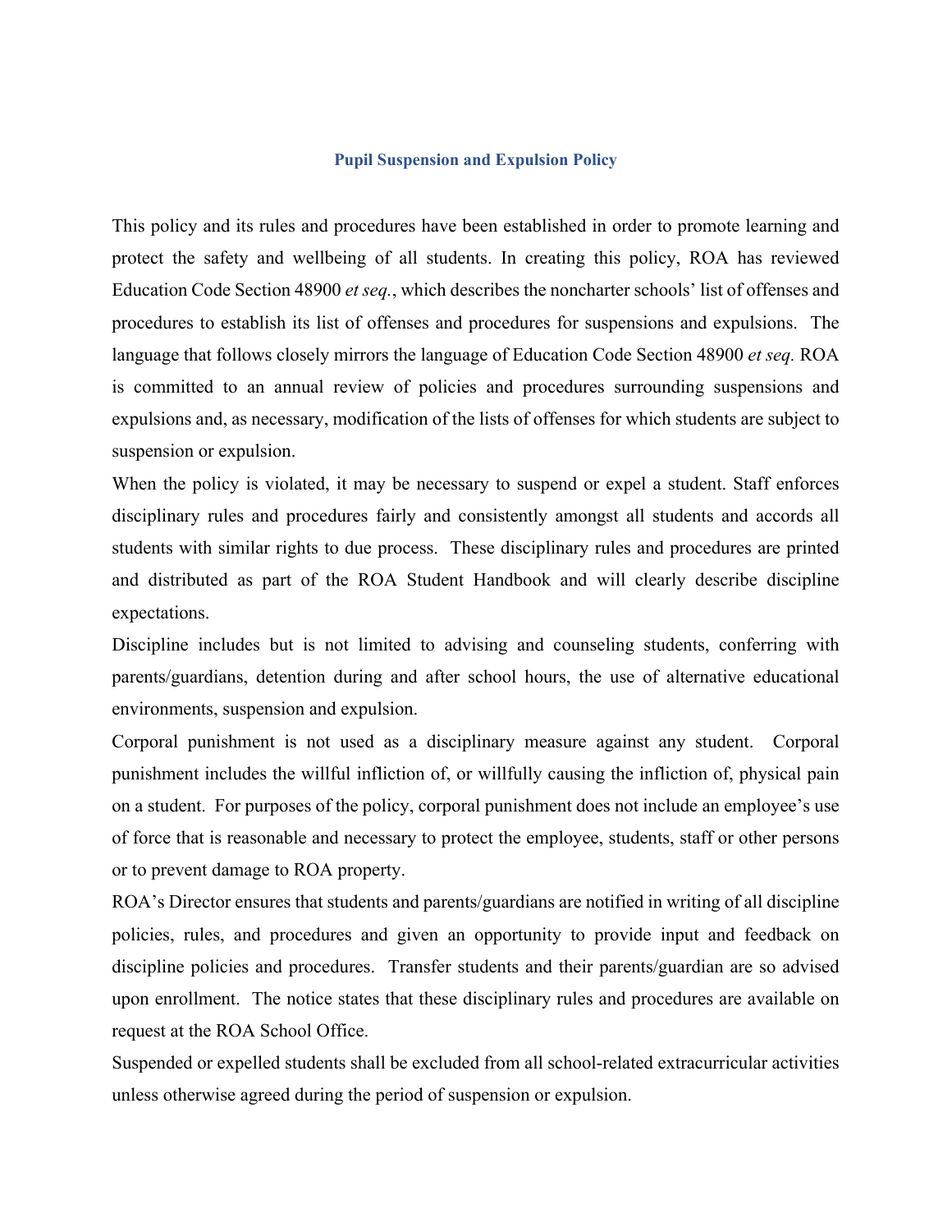# Pupil Suspension and Expulsion Policy

This policy and its rules and procedures have been established in order to promote learning and protect the safety and wellbeing of all students. In creating this policy, ROA has reviewed Education Code Section 48900 *et seq.*, which describes the noncharter schools' list of offenses and procedures to establish its list of offenses and procedures for suspensions and expulsions. The language that follows closely mirrors the language of Education Code Section 48900 *et seq.* ROA is committed to an annual review of policies and procedures surrounding suspensions and expulsions and, as necessary, modification of the lists of offenses for which students are subject to suspension or expulsion.

When the policy is violated, it may be necessary to suspend or expel a student. Staff enforces disciplinary rules and procedures fairly and consistently amongst all students and accords all students with similar rights to due process. These disciplinary rules and procedures are printed and distributed as part of the ROA Student Handbook and will clearly describe discipline expectations.

Discipline includes but is not limited to advising and counseling students, conferring with parents/guardians, detention during and after school hours, the use of alternative educational environments, suspension and expulsion.

Corporal punishment is not used as a disciplinary measure against any student. Corporal punishment includes the willful infliction of, or willfully causing the infliction of, physical pain on a student. For purposes of the policy, corporal punishment does not include an employee's use of force that is reasonable and necessary to protect the employee, students, staff or other persons or to prevent damage to ROA property.

ROA's Director ensures that students and parents/guardians are notified in writing of all discipline policies, rules, and procedures and given an opportunity to provide input and feedback on discipline policies and procedures. Transfer students and their parents/guardian are so advised upon enrollment. The notice states that these disciplinary rules and procedures are available on request at the ROA School Office.

Suspended or expelled students shall be excluded from all school-related extracurricular activities unless otherwise agreed during the period of suspension or expulsion.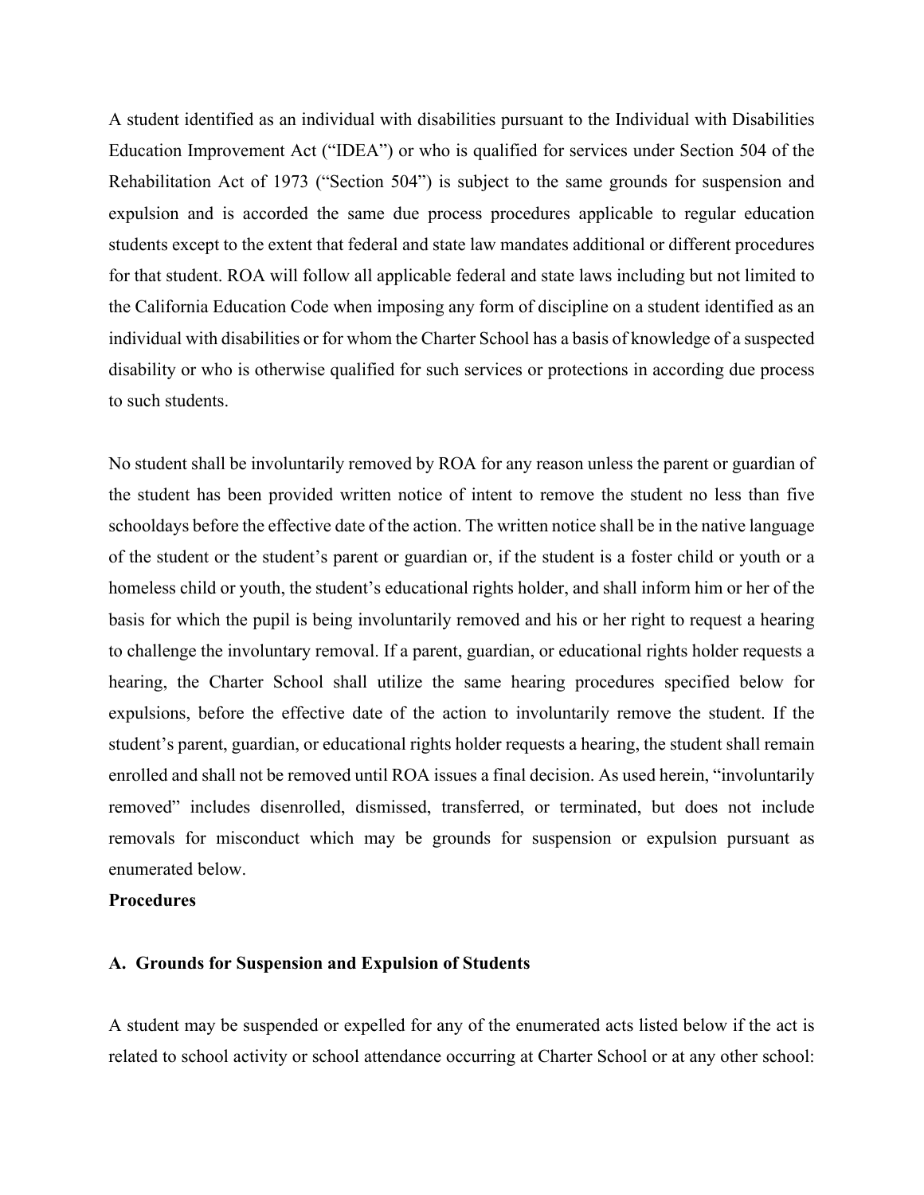A student identified as an individual with disabilities pursuant to the Individual with Disabilities Education Improvement Act ("IDEA") or who is qualified for services under Section 504 of the Rehabilitation Act of 1973 ("Section 504") is subject to the same grounds for suspension and expulsion and is accorded the same due process procedures applicable to regular education students except to the extent that federal and state law mandates additional or different procedures for that student. ROA will follow all applicable federal and state laws including but not limited to the California Education Code when imposing any form of discipline on a student identified as an individual with disabilities or for whom the Charter School has a basis of knowledge of a suspected disability or who is otherwise qualified for such services or protections in according due process to such students.

No student shall be involuntarily removed by ROA for any reason unless the parent or guardian of the student has been provided written notice of intent to remove the student no less than five schooldays before the effective date of the action. The written notice shall be in the native language of the student or the student's parent or guardian or, if the student is a foster child or youth or a homeless child or youth, the student's educational rights holder, and shall inform him or her of the basis for which the pupil is being involuntarily removed and his or her right to request a hearing to challenge the involuntary removal. If a parent, guardian, or educational rights holder requests a hearing, the Charter School shall utilize the same hearing procedures specified below for expulsions, before the effective date of the action to involuntarily remove the student. If the student's parent, guardian, or educational rights holder requests a hearing, the student shall remain enrolled and shall not be removed until ROA issues a final decision. As used herein, "involuntarily removed" includes disenrolled, dismissed, transferred, or terminated, but does not include removals for misconduct which may be grounds for suspension or expulsion pursuant as enumerated below.

**Procedures**

**A. Grounds for Suspension and Expulsion of Students**

A student may be suspended or expelled for any of the enumerated acts listed below if the act is related to school activity or school attendance occurring at Charter School or at any other school: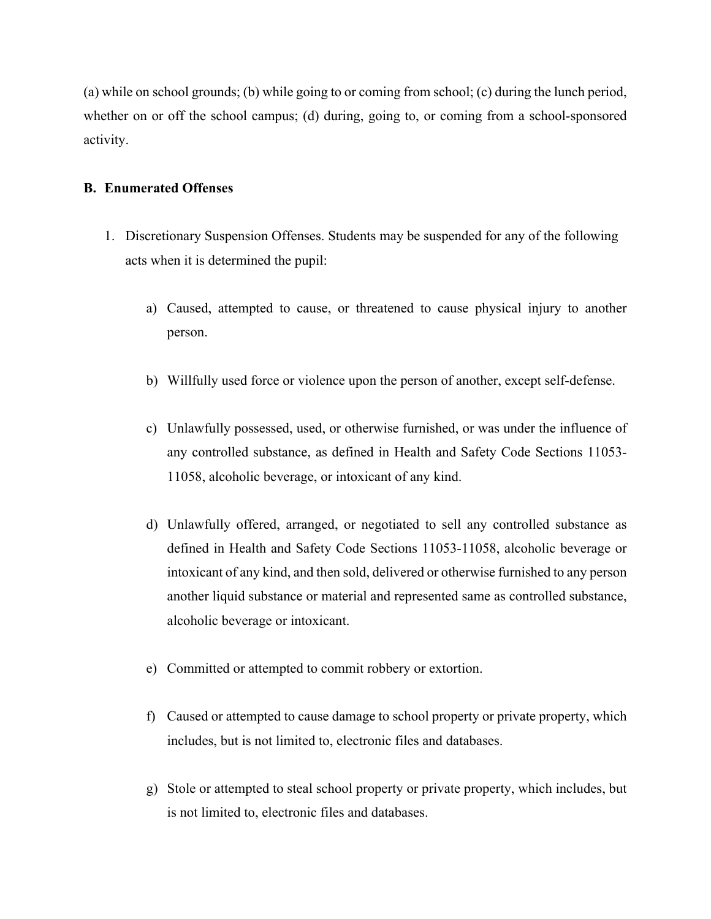(a) while on school grounds; (b) while going to or coming from school; (c) during the lunch period, whether on or off the school campus; (d) during, going to, or coming from a school-sponsored activity.

### B. Enumerated Offenses

1. Discretionary Suspension Offenses. Students may be suspended for any of the following acts when it is determined the pupil:

   a) Caused, attempted to cause, or threatened to cause physical injury to another person.

   b) Willfully used force or violence upon the person of another, except self-defense.

   c) Unlawfully possessed, used, or otherwise furnished, or was under the influence of any controlled substance, as defined in Health and Safety Code Sections 11053-11058, alcoholic beverage, or intoxicant of any kind.

   d) Unlawfully offered, arranged, or negotiated to sell any controlled substance as defined in Health and Safety Code Sections 11053-11058, alcoholic beverage or intoxicant of any kind, and then sold, delivered or otherwise furnished to any person another liquid substance or material and represented same as controlled substance, alcoholic beverage or intoxicant.

   e) Committed or attempted to commit robbery or extortion.

   f) Caused or attempted to cause damage to school property or private property, which includes, but is not limited to, electronic files and databases.

   g) Stole or attempted to steal school property or private property, which includes, but is not limited to, electronic files and databases.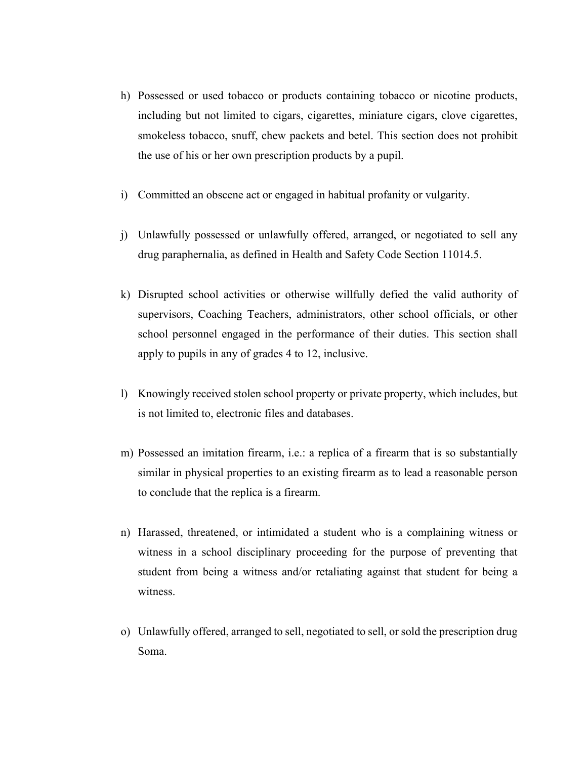h) Possessed or used tobacco or products containing tobacco or nicotine products, including but not limited to cigars, cigarettes, miniature cigars, clove cigarettes, smokeless tobacco, snuff, chew packets and betel. This section does not prohibit the use of his or her own prescription products by a pupil.

i) Committed an obscene act or engaged in habitual profanity or vulgarity.

j) Unlawfully possessed or unlawfully offered, arranged, or negotiated to sell any drug paraphernalia, as defined in Health and Safety Code Section 11014.5.

k) Disrupted school activities or otherwise willfully defied the valid authority of supervisors, Coaching Teachers, administrators, other school officials, or other school personnel engaged in the performance of their duties. This section shall apply to pupils in any of grades 4 to 12, inclusive.

l) Knowingly received stolen school property or private property, which includes, but is not limited to, electronic files and databases.

m) Possessed an imitation firearm, i.e.: a replica of a firearm that is so substantially similar in physical properties to an existing firearm as to lead a reasonable person to conclude that the replica is a firearm.

n) Harassed, threatened, or intimidated a student who is a complaining witness or witness in a school disciplinary proceeding for the purpose of preventing that student from being a witness and/or retaliating against that student for being a witness.

o) Unlawfully offered, arranged to sell, negotiated to sell, or sold the prescription drug Soma.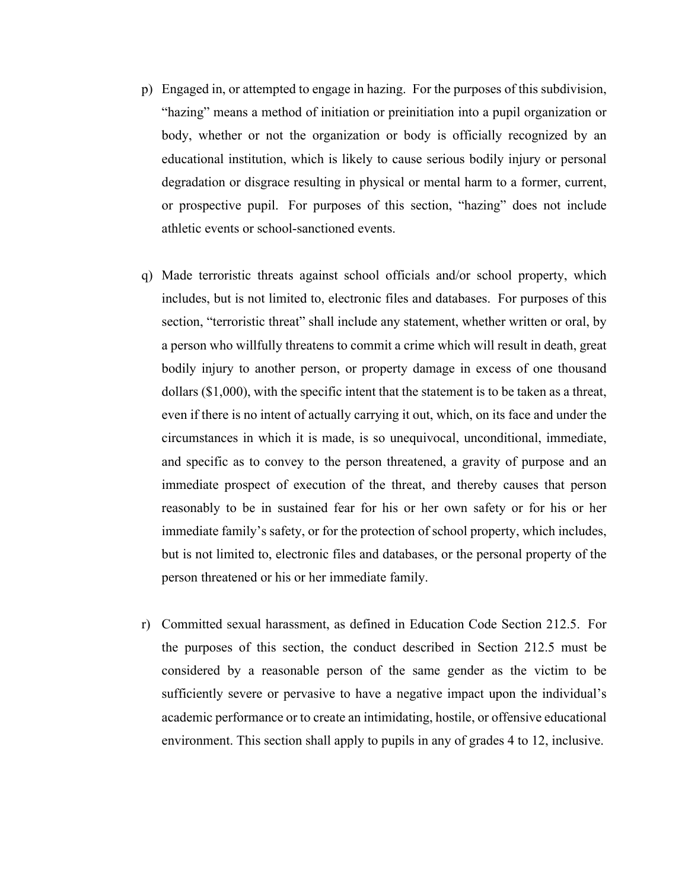p) Engaged in, or attempted to engage in hazing. For the purposes of this subdivision, “hazing” means a method of initiation or preinitiation into a pupil organization or body, whether or not the organization or body is officially recognized by an educational institution, which is likely to cause serious bodily injury or personal degradation or disgrace resulting in physical or mental harm to a former, current, or prospective pupil. For purposes of this section, “hazing” does not include athletic events or school-sanctioned events.

q) Made terroristic threats against school officials and/or school property, which includes, but is not limited to, electronic files and databases. For purposes of this section, “terroristic threat” shall include any statement, whether written or oral, by a person who willfully threatens to commit a crime which will result in death, great bodily injury to another person, or property damage in excess of one thousand dollars ($1,000), with the specific intent that the statement is to be taken as a threat, even if there is no intent of actually carrying it out, which, on its face and under the circumstances in which it is made, is so unequivocal, unconditional, immediate, and specific as to convey to the person threatened, a gravity of purpose and an immediate prospect of execution of the threat, and thereby causes that person reasonably to be in sustained fear for his or her own safety or for his or her immediate family’s safety, or for the protection of school property, which includes, but is not limited to, electronic files and databases, or the personal property of the person threatened or his or her immediate family.

r) Committed sexual harassment, as defined in Education Code Section 212.5. For the purposes of this section, the conduct described in Section 212.5 must be considered by a reasonable person of the same gender as the victim to be sufficiently severe or pervasive to have a negative impact upon the individual’s academic performance or to create an intimidating, hostile, or offensive educational environment. This section shall apply to pupils in any of grades 4 to 12, inclusive.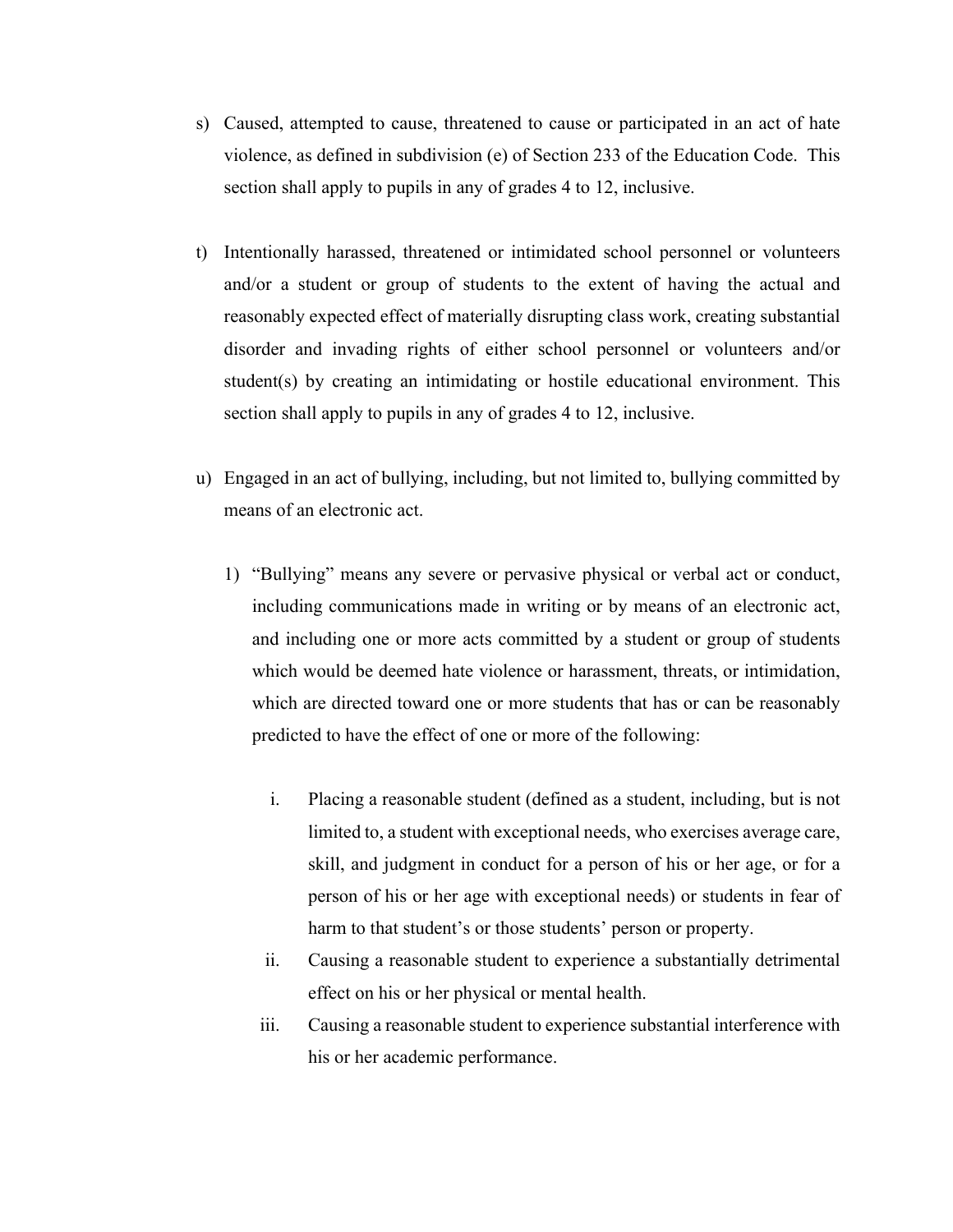s) Caused, attempted to cause, threatened to cause or participated in an act of hate violence, as defined in subdivision (e) of Section 233 of the Education Code. This section shall apply to pupils in any of grades 4 to 12, inclusive.

t) Intentionally harassed, threatened or intimidated school personnel or volunteers and/or a student or group of students to the extent of having the actual and reasonably expected effect of materially disrupting class work, creating substantial disorder and invading rights of either school personnel or volunteers and/or student(s) by creating an intimidating or hostile educational environment. This section shall apply to pupils in any of grades 4 to 12, inclusive.

u) Engaged in an act of bullying, including, but not limited to, bullying committed by means of an electronic act.

   1) "Bullying" means any severe or pervasive physical or verbal act or conduct, including communications made in writing or by means of an electronic act, and including one or more acts committed by a student or group of students which would be deemed hate violence or harassment, threats, or intimidation, which are directed toward one or more students that has or can be reasonably predicted to have the effect of one or more of the following:

      i. Placing a reasonable student (defined as a student, including, but is not limited to, a student with exceptional needs, who exercises average care, skill, and judgment in conduct for a person of his or her age, or for a person of his or her age with exceptional needs) or students in fear of harm to that student's or those students' person or property.

      ii. Causing a reasonable student to experience a substantially detrimental effect on his or her physical or mental health.

      iii. Causing a reasonable student to experience substantial interference with his or her academic performance.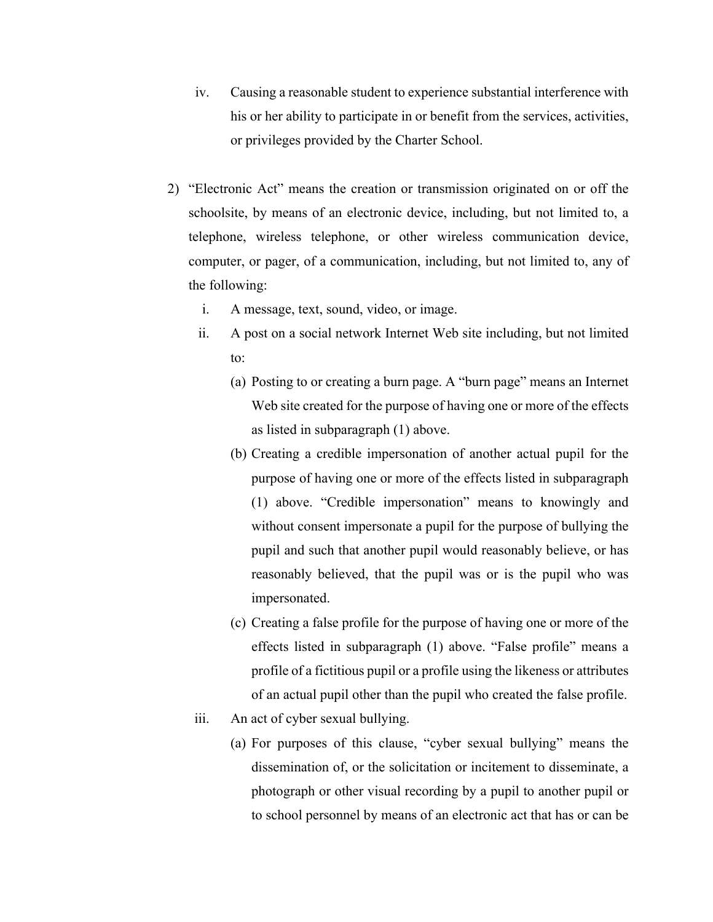iv. Causing a reasonable student to experience substantial interference with his or her ability to participate in or benefit from the services, activities, or privileges provided by the Charter School.

2) "Electronic Act" means the creation or transmission originated on or off the schoolsite, by means of an electronic device, including, but not limited to, a telephone, wireless telephone, or other wireless communication device, computer, or pager, of a communication, including, but not limited to, any of the following:

   i. A message, text, sound, video, or image.

   ii. A post on a social network Internet Web site including, but not limited to:

      (a) Posting to or creating a burn page. A "burn page" means an Internet Web site created for the purpose of having one or more of the effects as listed in subparagraph (1) above.

      (b) Creating a credible impersonation of another actual pupil for the purpose of having one or more of the effects listed in subparagraph (1) above. "Credible impersonation" means to knowingly and without consent impersonate a pupil for the purpose of bullying the pupil and such that another pupil would reasonably believe, or has reasonably believed, that the pupil was or is the pupil who was impersonated.

      (c) Creating a false profile for the purpose of having one or more of the effects listed in subparagraph (1) above. "False profile" means a profile of a fictitious pupil or a profile using the likeness or attributes of an actual pupil other than the pupil who created the false profile.

   iii. An act of cyber sexual bullying.

      (a) For purposes of this clause, "cyber sexual bullying" means the dissemination of, or the solicitation or incitement to disseminate, a photograph or other visual recording by a pupil to another pupil or to school personnel by means of an electronic act that has or can be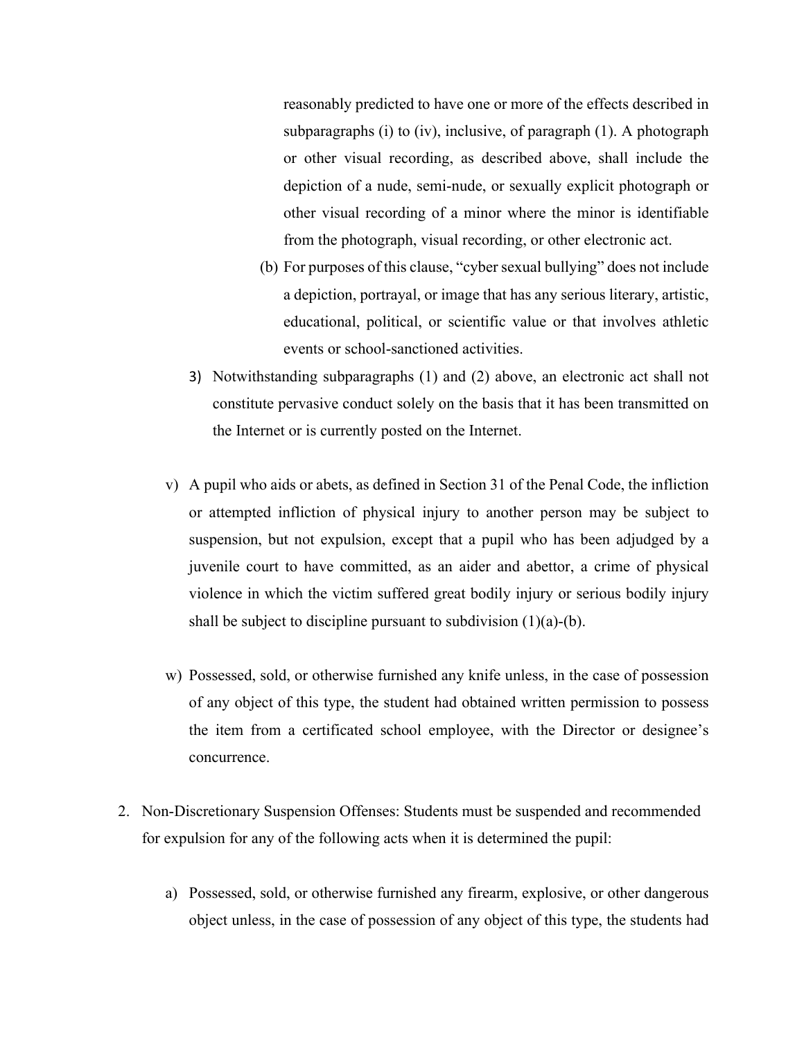reasonably predicted to have one or more of the effects described in subparagraphs (i) to (iv), inclusive, of paragraph (1). A photograph or other visual recording, as described above, shall include the depiction of a nude, semi-nude, or sexually explicit photograph or other visual recording of a minor where the minor is identifiable from the photograph, visual recording, or other electronic act.

(b) For purposes of this clause, "cyber sexual bullying" does not include a depiction, portrayal, or image that has any serious literary, artistic, educational, political, or scientific value or that involves athletic events or school-sanctioned activities.

3) Notwithstanding subparagraphs (1) and (2) above, an electronic act shall not constitute pervasive conduct solely on the basis that it has been transmitted on the Internet or is currently posted on the Internet.

v) A pupil who aids or abets, as defined in Section 31 of the Penal Code, the infliction or attempted infliction of physical injury to another person may be subject to suspension, but not expulsion, except that a pupil who has been adjudged by a juvenile court to have committed, as an aider and abettor, a crime of physical violence in which the victim suffered great bodily injury or serious bodily injury shall be subject to discipline pursuant to subdivision (1)(a)-(b).

w) Possessed, sold, or otherwise furnished any knife unless, in the case of possession of any object of this type, the student had obtained written permission to possess the item from a certificated school employee, with the Director or designee's concurrence.

2. Non-Discretionary Suspension Offenses: Students must be suspended and recommended for expulsion for any of the following acts when it is determined the pupil:

a) Possessed, sold, or otherwise furnished any firearm, explosive, or other dangerous object unless, in the case of possession of any object of this type, the students had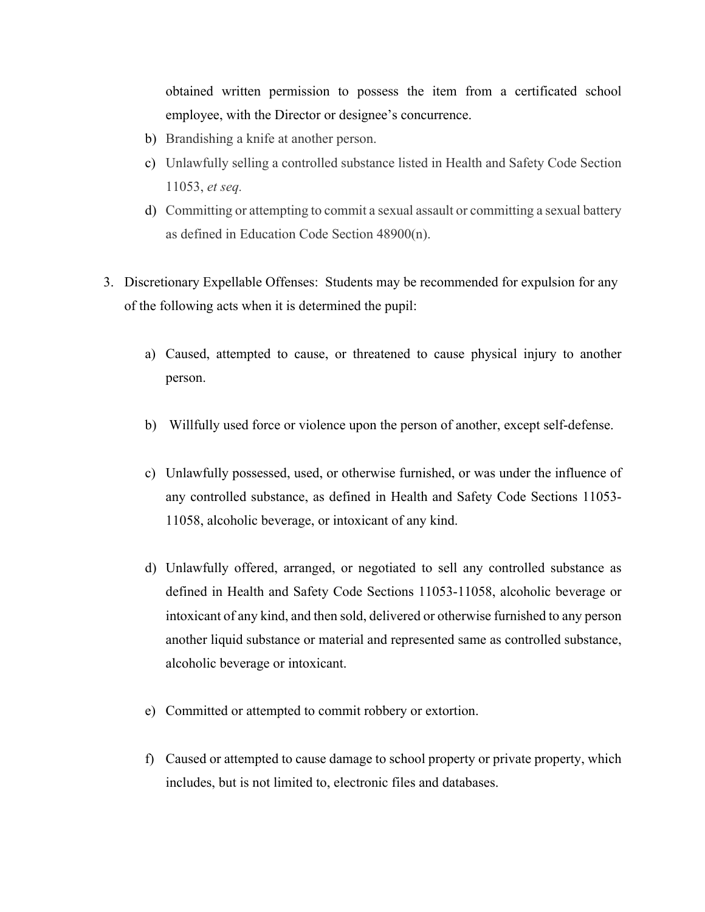obtained written permission to possess the item from a certificated school employee, with the Director or designee's concurrence.

b) Brandishing a knife at another person.

c) Unlawfully selling a controlled substance listed in Health and Safety Code Section 11053, *et seq.*

d) Committing or attempting to commit a sexual assault or committing a sexual battery as defined in Education Code Section 48900(n).

3. Discretionary Expellable Offenses: Students may be recommended for expulsion for any of the following acts when it is determined the pupil:

   a) Caused, attempted to cause, or threatened to cause physical injury to another person.

   b) Willfully used force or violence upon the person of another, except self-defense.

   c) Unlawfully possessed, used, or otherwise furnished, or was under the influence of any controlled substance, as defined in Health and Safety Code Sections 11053-11058, alcoholic beverage, or intoxicant of any kind.

   d) Unlawfully offered, arranged, or negotiated to sell any controlled substance as defined in Health and Safety Code Sections 11053-11058, alcoholic beverage or intoxicant of any kind, and then sold, delivered or otherwise furnished to any person another liquid substance or material and represented same as controlled substance, alcoholic beverage or intoxicant.

   e) Committed or attempted to commit robbery or extortion.

   f) Caused or attempted to cause damage to school property or private property, which includes, but is not limited to, electronic files and databases.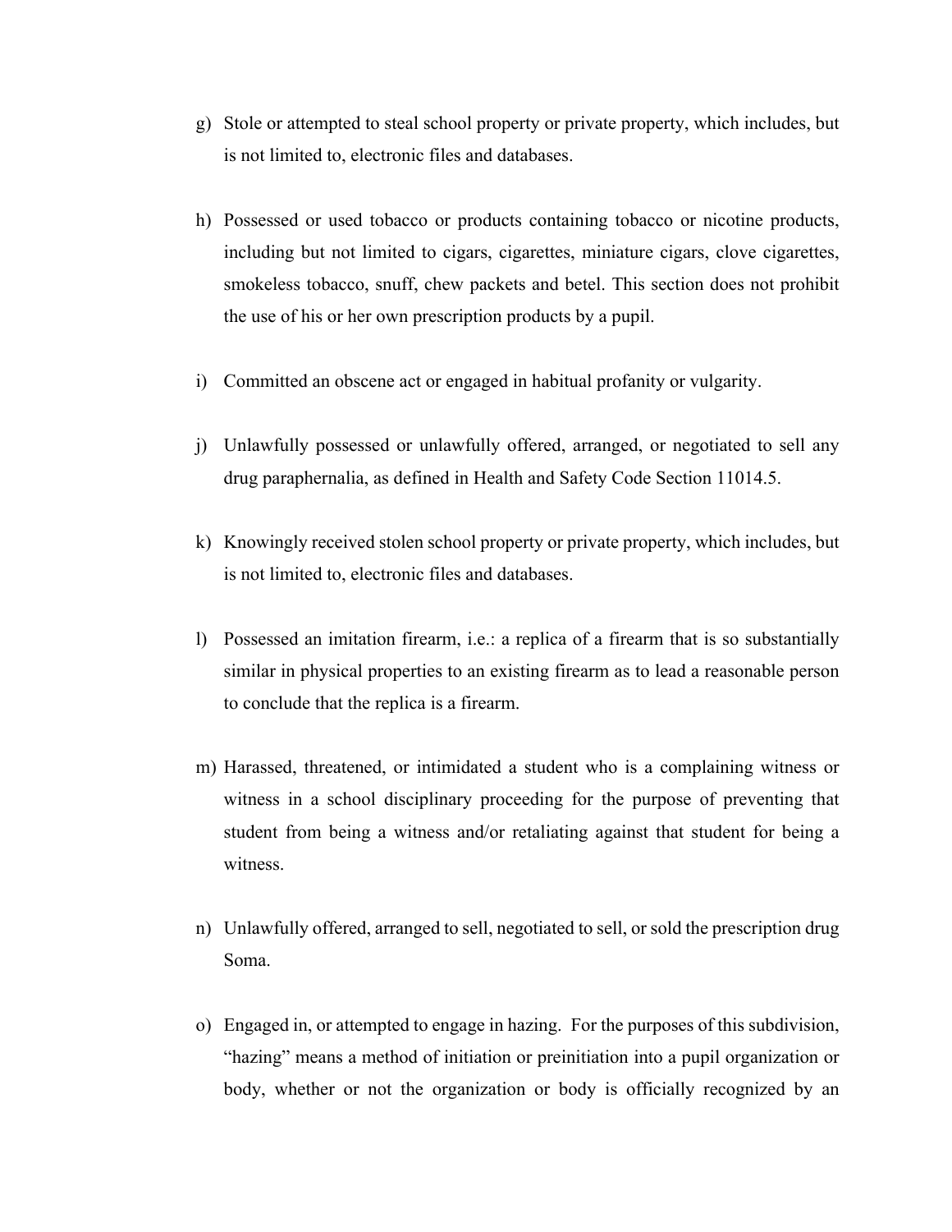g) Stole or attempted to steal school property or private property, which includes, but is not limited to, electronic files and databases.

h) Possessed or used tobacco or products containing tobacco or nicotine products, including but not limited to cigars, cigarettes, miniature cigars, clove cigarettes, smokeless tobacco, snuff, chew packets and betel. This section does not prohibit the use of his or her own prescription products by a pupil.

i) Committed an obscene act or engaged in habitual profanity or vulgarity.

j) Unlawfully possessed or unlawfully offered, arranged, or negotiated to sell any drug paraphernalia, as defined in Health and Safety Code Section 11014.5.

k) Knowingly received stolen school property or private property, which includes, but is not limited to, electronic files and databases.

l) Possessed an imitation firearm, i.e.: a replica of a firearm that is so substantially similar in physical properties to an existing firearm as to lead a reasonable person to conclude that the replica is a firearm.

m) Harassed, threatened, or intimidated a student who is a complaining witness or witness in a school disciplinary proceeding for the purpose of preventing that student from being a witness and/or retaliating against that student for being a witness.

n) Unlawfully offered, arranged to sell, negotiated to sell, or sold the prescription drug Soma.

o) Engaged in, or attempted to engage in hazing. For the purposes of this subdivision, "hazing" means a method of initiation or preinitiation into a pupil organization or body, whether or not the organization or body is officially recognized by an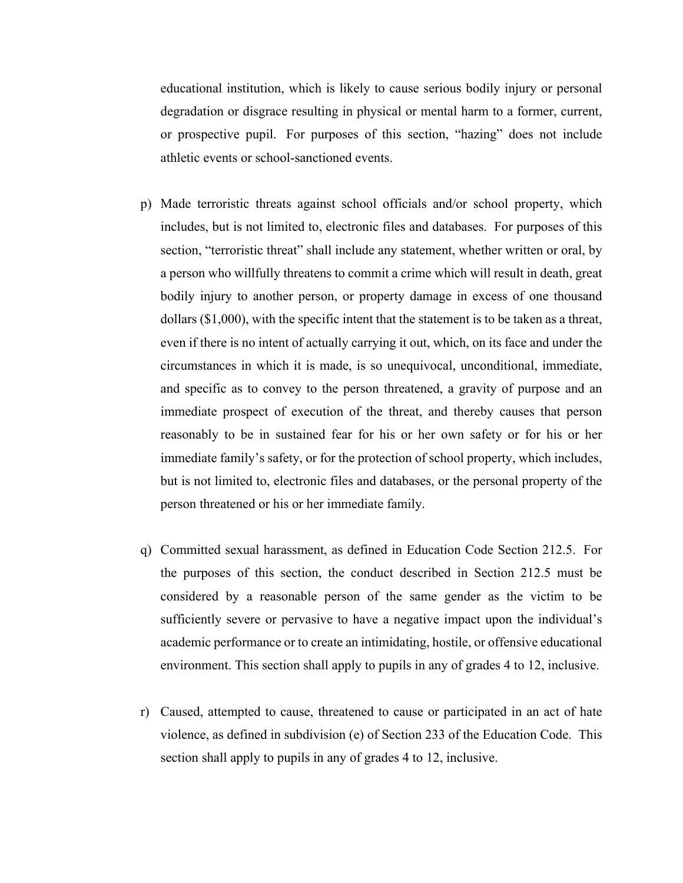educational institution, which is likely to cause serious bodily injury or personal degradation or disgrace resulting in physical or mental harm to a former, current, or prospective pupil. For purposes of this section, "hazing" does not include athletic events or school-sanctioned events.

p) Made terroristic threats against school officials and/or school property, which includes, but is not limited to, electronic files and databases. For purposes of this section, "terroristic threat" shall include any statement, whether written or oral, by a person who willfully threatens to commit a crime which will result in death, great bodily injury to another person, or property damage in excess of one thousand dollars ($1,000), with the specific intent that the statement is to be taken as a threat, even if there is no intent of actually carrying it out, which, on its face and under the circumstances in which it is made, is so unequivocal, unconditional, immediate, and specific as to convey to the person threatened, a gravity of purpose and an immediate prospect of execution of the threat, and thereby causes that person reasonably to be in sustained fear for his or her own safety or for his or her immediate family's safety, or for the protection of school property, which includes, but is not limited to, electronic files and databases, or the personal property of the person threatened or his or her immediate family.

q) Committed sexual harassment, as defined in Education Code Section 212.5. For the purposes of this section, the conduct described in Section 212.5 must be considered by a reasonable person of the same gender as the victim to be sufficiently severe or pervasive to have a negative impact upon the individual's academic performance or to create an intimidating, hostile, or offensive educational environment. This section shall apply to pupils in any of grades 4 to 12, inclusive.

r) Caused, attempted to cause, threatened to cause or participated in an act of hate violence, as defined in subdivision (e) of Section 233 of the Education Code. This section shall apply to pupils in any of grades 4 to 12, inclusive.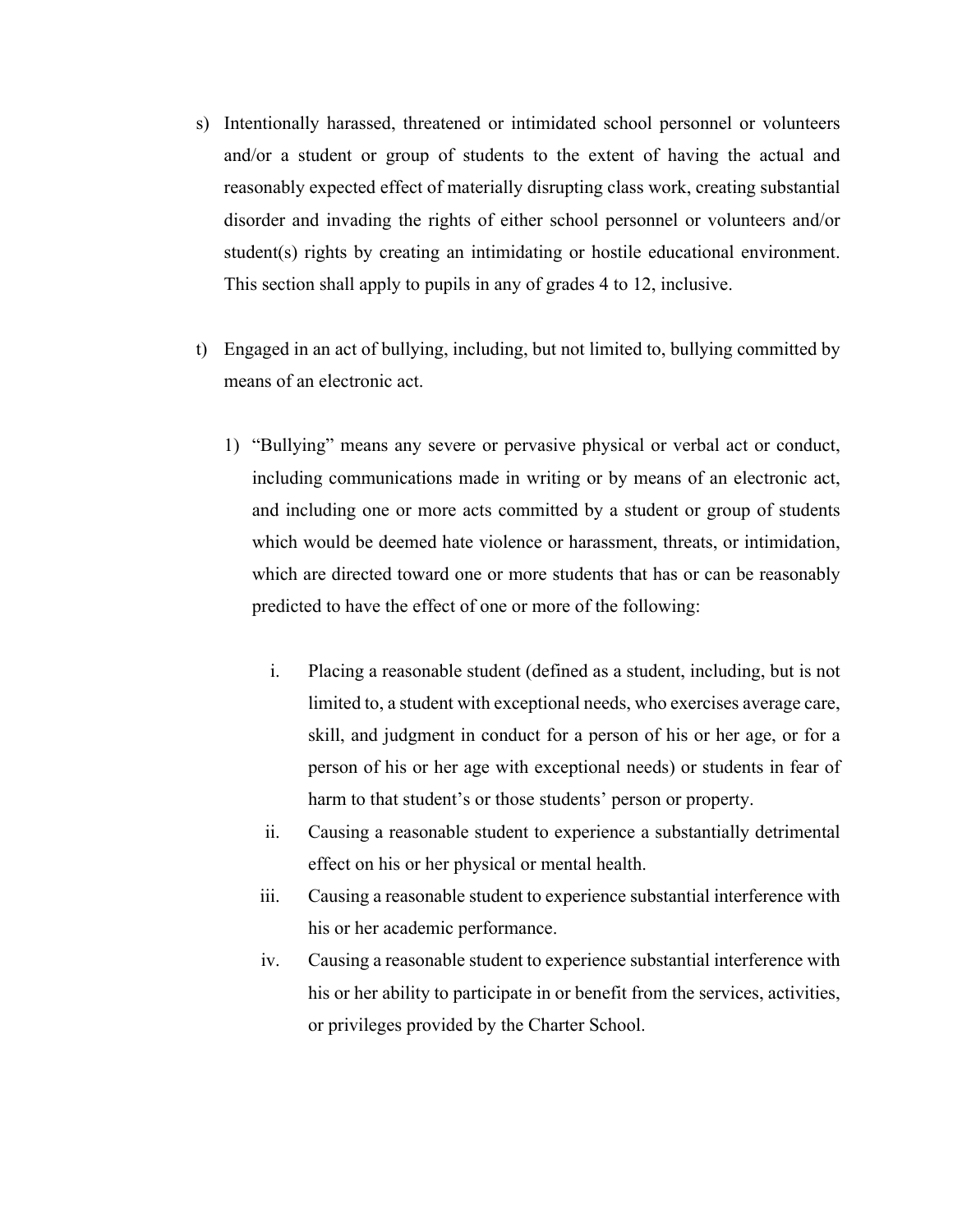s) Intentionally harassed, threatened or intimidated school personnel or volunteers and/or a student or group of students to the extent of having the actual and reasonably expected effect of materially disrupting class work, creating substantial disorder and invading the rights of either school personnel or volunteers and/or student(s) rights by creating an intimidating or hostile educational environment. This section shall apply to pupils in any of grades 4 to 12, inclusive.

t) Engaged in an act of bullying, including, but not limited to, bullying committed by means of an electronic act.

   1) "Bullying" means any severe or pervasive physical or verbal act or conduct, including communications made in writing or by means of an electronic act, and including one or more acts committed by a student or group of students which would be deemed hate violence or harassment, threats, or intimidation, which are directed toward one or more students that has or can be reasonably predicted to have the effect of one or more of the following:

      i. Placing a reasonable student (defined as a student, including, but is not limited to, a student with exceptional needs, who exercises average care, skill, and judgment in conduct for a person of his or her age, or for a person of his or her age with exceptional needs) or students in fear of harm to that student's or those students' person or property.

      ii. Causing a reasonable student to experience a substantially detrimental effect on his or her physical or mental health.

      iii. Causing a reasonable student to experience substantial interference with his or her academic performance.

      iv. Causing a reasonable student to experience substantial interference with his or her ability to participate in or benefit from the services, activities, or privileges provided by the Charter School.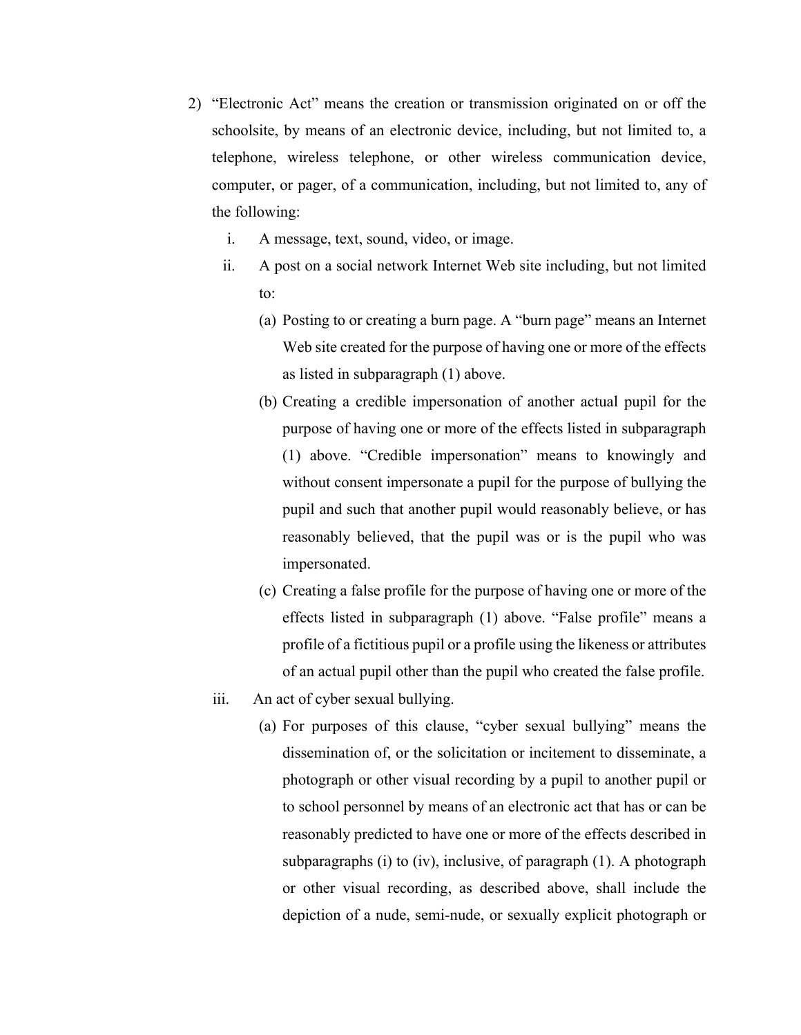2) "Electronic Act" means the creation or transmission originated on or off the schoolsite, by means of an electronic device, including, but not limited to, a telephone, wireless telephone, or other wireless communication device, computer, or pager, of a communication, including, but not limited to, any of the following:

    i. A message, text, sound, video, or image.

    ii. A post on a social network Internet Web site including, but not limited to:

        (a) Posting to or creating a burn page. A "burn page" means an Internet Web site created for the purpose of having one or more of the effects as listed in subparagraph (1) above.

        (b) Creating a credible impersonation of another actual pupil for the purpose of having one or more of the effects listed in subparagraph (1) above. "Credible impersonation" means to knowingly and without consent impersonate a pupil for the purpose of bullying the pupil and such that another pupil would reasonably believe, or has reasonably believed, that the pupil was or is the pupil who was impersonated.

        (c) Creating a false profile for the purpose of having one or more of the effects listed in subparagraph (1) above. "False profile" means a profile of a fictitious pupil or a profile using the likeness or attributes of an actual pupil other than the pupil who created the false profile.

    iii. An act of cyber sexual bullying.

        (a) For purposes of this clause, "cyber sexual bullying" means the dissemination of, or the solicitation or incitement to disseminate, a photograph or other visual recording by a pupil to another pupil or to school personnel by means of an electronic act that has or can be reasonably predicted to have one or more of the effects described in subparagraphs (i) to (iv), inclusive, of paragraph (1). A photograph or other visual recording, as described above, shall include the depiction of a nude, semi-nude, or sexually explicit photograph or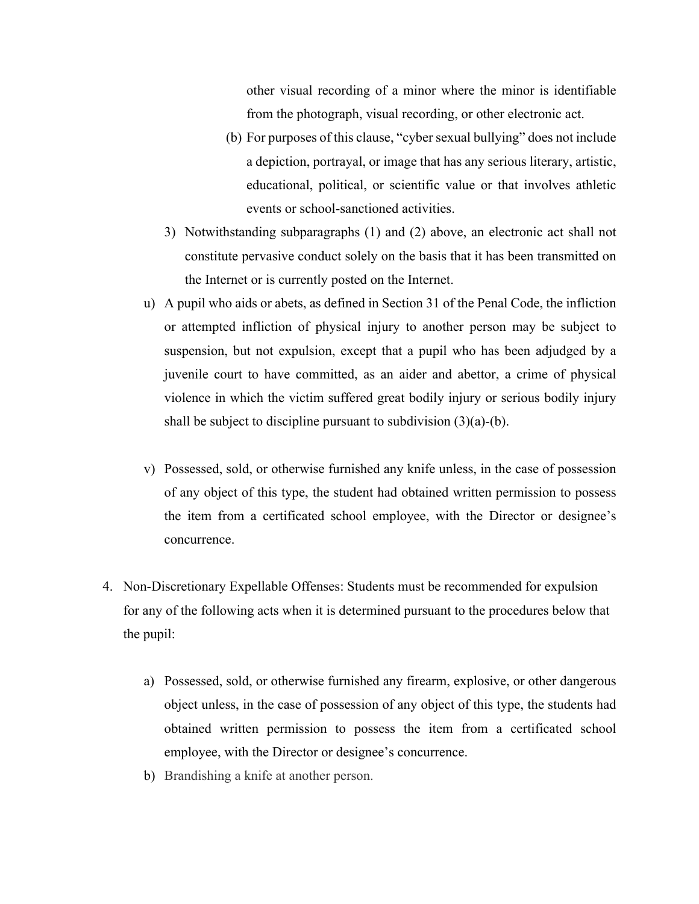other visual recording of a minor where the minor is identifiable from the photograph, visual recording, or other electronic act.

(b) For purposes of this clause, "cyber sexual bullying" does not include a depiction, portrayal, or image that has any serious literary, artistic, educational, political, or scientific value or that involves athletic events or school-sanctioned activities.

3) Notwithstanding subparagraphs (1) and (2) above, an electronic act shall not constitute pervasive conduct solely on the basis that it has been transmitted on the Internet or is currently posted on the Internet.

u) A pupil who aids or abets, as defined in Section 31 of the Penal Code, the infliction or attempted infliction of physical injury to another person may be subject to suspension, but not expulsion, except that a pupil who has been adjudged by a juvenile court to have committed, as an aider and abettor, a crime of physical violence in which the victim suffered great bodily injury or serious bodily injury shall be subject to discipline pursuant to subdivision (3)(a)-(b).

v) Possessed, sold, or otherwise furnished any knife unless, in the case of possession of any object of this type, the student had obtained written permission to possess the item from a certificated school employee, with the Director or designee's concurrence.

4. Non-Discretionary Expellable Offenses: Students must be recommended for expulsion for any of the following acts when it is determined pursuant to the procedures below that the pupil:

   a) Possessed, sold, or otherwise furnished any firearm, explosive, or other dangerous object unless, in the case of possession of any object of this type, the students had obtained written permission to possess the item from a certificated school employee, with the Director or designee's concurrence.
   b) Brandishing a knife at another person.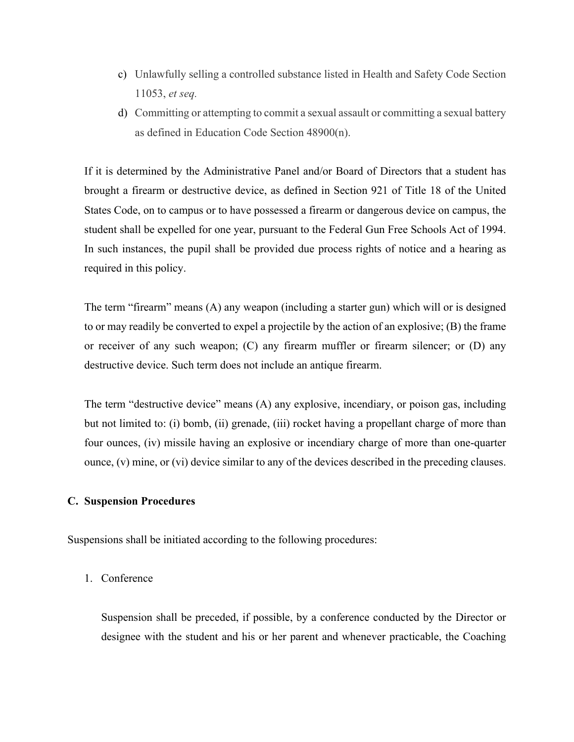c) Unlawfully selling a controlled substance listed in Health and Safety Code Section 11053, *et seq.*
d) Committing or attempting to commit a sexual assault or committing a sexual battery as defined in Education Code Section 48900(n).

If it is determined by the Administrative Panel and/or Board of Directors that a student has brought a firearm or destructive device, as defined in Section 921 of Title 18 of the United States Code, on to campus or to have possessed a firearm or dangerous device on campus, the student shall be expelled for one year, pursuant to the Federal Gun Free Schools Act of 1994. In such instances, the pupil shall be provided due process rights of notice and a hearing as required in this policy.

The term "firearm" means (A) any weapon (including a starter gun) which will or is designed to or may readily be converted to expel a projectile by the action of an explosive; (B) the frame or receiver of any such weapon; (C) any firearm muffler or firearm silencer; or (D) any destructive device. Such term does not include an antique firearm.

The term "destructive device" means (A) any explosive, incendiary, or poison gas, including but not limited to: (i) bomb, (ii) grenade, (iii) rocket having a propellant charge of more than four ounces, (iv) missile having an explosive or incendiary charge of more than one-quarter ounce, (v) mine, or (vi) device similar to any of the devices described in the preceding clauses.

## C. Suspension Procedures

Suspensions shall be initiated according to the following procedures:

1. Conference

   Suspension shall be preceded, if possible, by a conference conducted by the Director or designee with the student and his or her parent and whenever practicable, the Coaching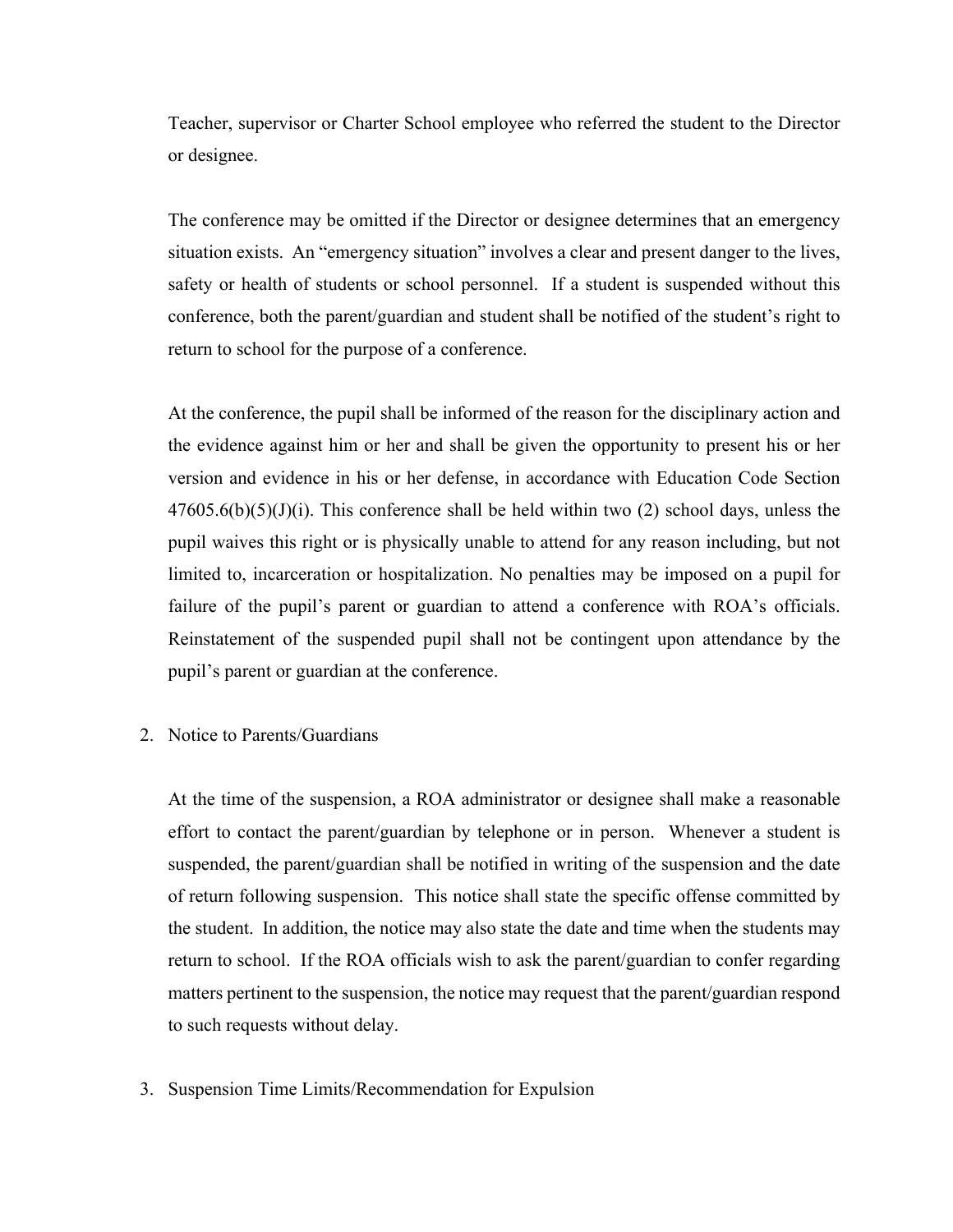Teacher, supervisor or Charter School employee who referred the student to the Director or designee.

The conference may be omitted if the Director or designee determines that an emergency situation exists. An "emergency situation" involves a clear and present danger to the lives, safety or health of students or school personnel. If a student is suspended without this conference, both the parent/guardian and student shall be notified of the student's right to return to school for the purpose of a conference.

At the conference, the pupil shall be informed of the reason for the disciplinary action and the evidence against him or her and shall be given the opportunity to present his or her version and evidence in his or her defense, in accordance with Education Code Section 47605.6(b)(5)(J)(i). This conference shall be held within two (2) school days, unless the pupil waives this right or is physically unable to attend for any reason including, but not limited to, incarceration or hospitalization. No penalties may be imposed on a pupil for failure of the pupil's parent or guardian to attend a conference with ROA's officials. Reinstatement of the suspended pupil shall not be contingent upon attendance by the pupil's parent or guardian at the conference.

2. Notice to Parents/Guardians

   At the time of the suspension, a ROA administrator or designee shall make a reasonable effort to contact the parent/guardian by telephone or in person. Whenever a student is suspended, the parent/guardian shall be notified in writing of the suspension and the date of return following suspension. This notice shall state the specific offense committed by the student. In addition, the notice may also state the date and time when the students may return to school. If the ROA officials wish to ask the parent/guardian to confer regarding matters pertinent to the suspension, the notice may request that the parent/guardian respond to such requests without delay.

3. Suspension Time Limits/Recommendation for Expulsion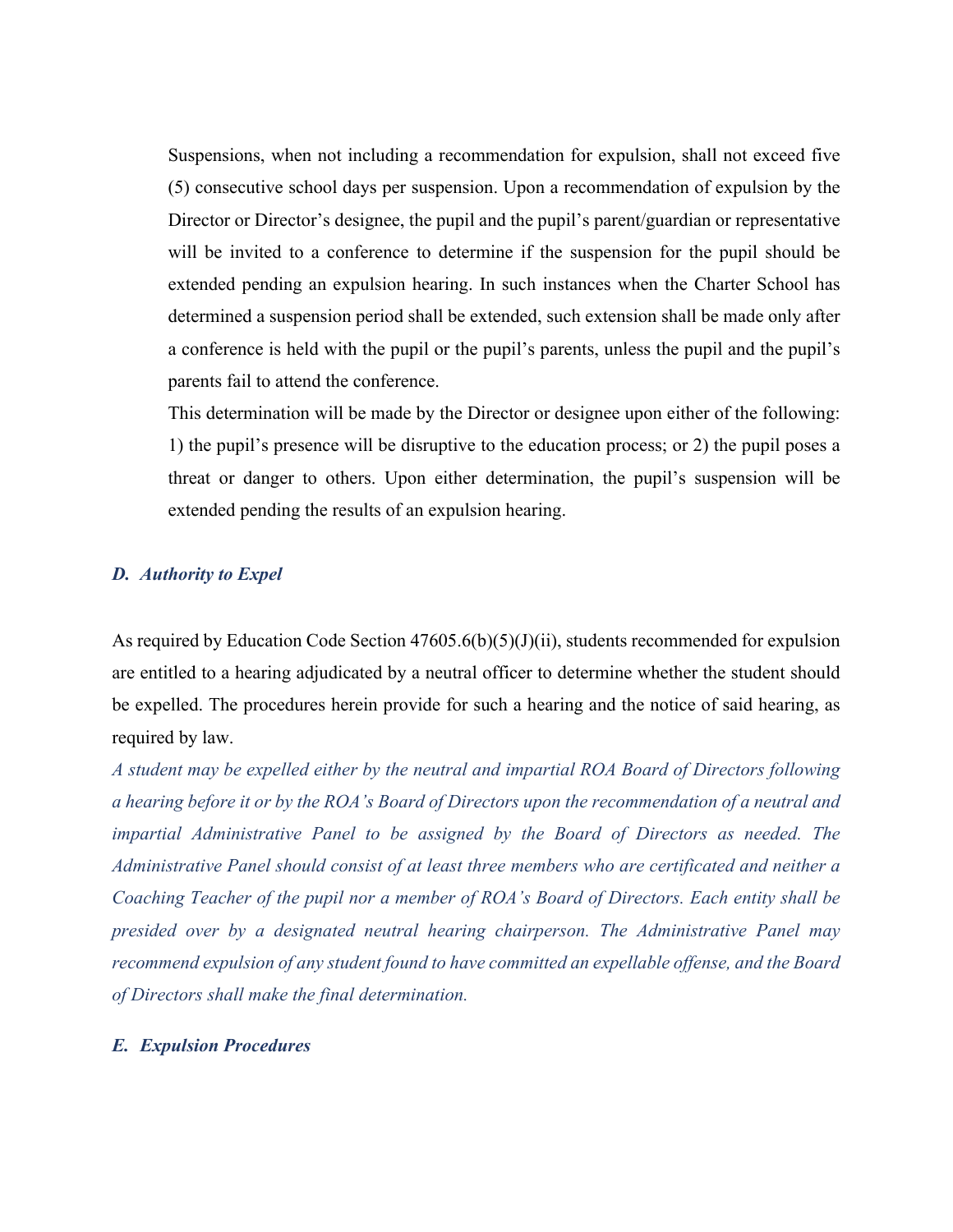Suspensions, when not including a recommendation for expulsion, shall not exceed five (5) consecutive school days per suspension. Upon a recommendation of expulsion by the Director or Director's designee, the pupil and the pupil's parent/guardian or representative will be invited to a conference to determine if the suspension for the pupil should be extended pending an expulsion hearing. In such instances when the Charter School has determined a suspension period shall be extended, such extension shall be made only after a conference is held with the pupil or the pupil's parents, unless the pupil and the pupil's parents fail to attend the conference.

This determination will be made by the Director or designee upon either of the following: 1) the pupil's presence will be disruptive to the education process; or 2) the pupil poses a threat or danger to others. Upon either determination, the pupil's suspension will be extended pending the results of an expulsion hearing.

### *D. Authority to Expel*

As required by Education Code Section 47605.6(b)(5)(J)(ii), students recommended for expulsion are entitled to a hearing adjudicated by a neutral officer to determine whether the student should be expelled. The procedures herein provide for such a hearing and the notice of said hearing, as required by law.

*A student may be expelled either by the neutral and impartial ROA Board of Directors following a hearing before it or by the ROA's Board of Directors upon the recommendation of a neutral and impartial Administrative Panel to be assigned by the Board of Directors as needed. The Administrative Panel should consist of at least three members who are certificated and neither a Coaching Teacher of the pupil nor a member of ROA's Board of Directors. Each entity shall be presided over by a designated neutral hearing chairperson. The Administrative Panel may recommend expulsion of any student found to have committed an expellable offense, and the Board of Directors shall make the final determination.*

### *E. Expulsion Procedures*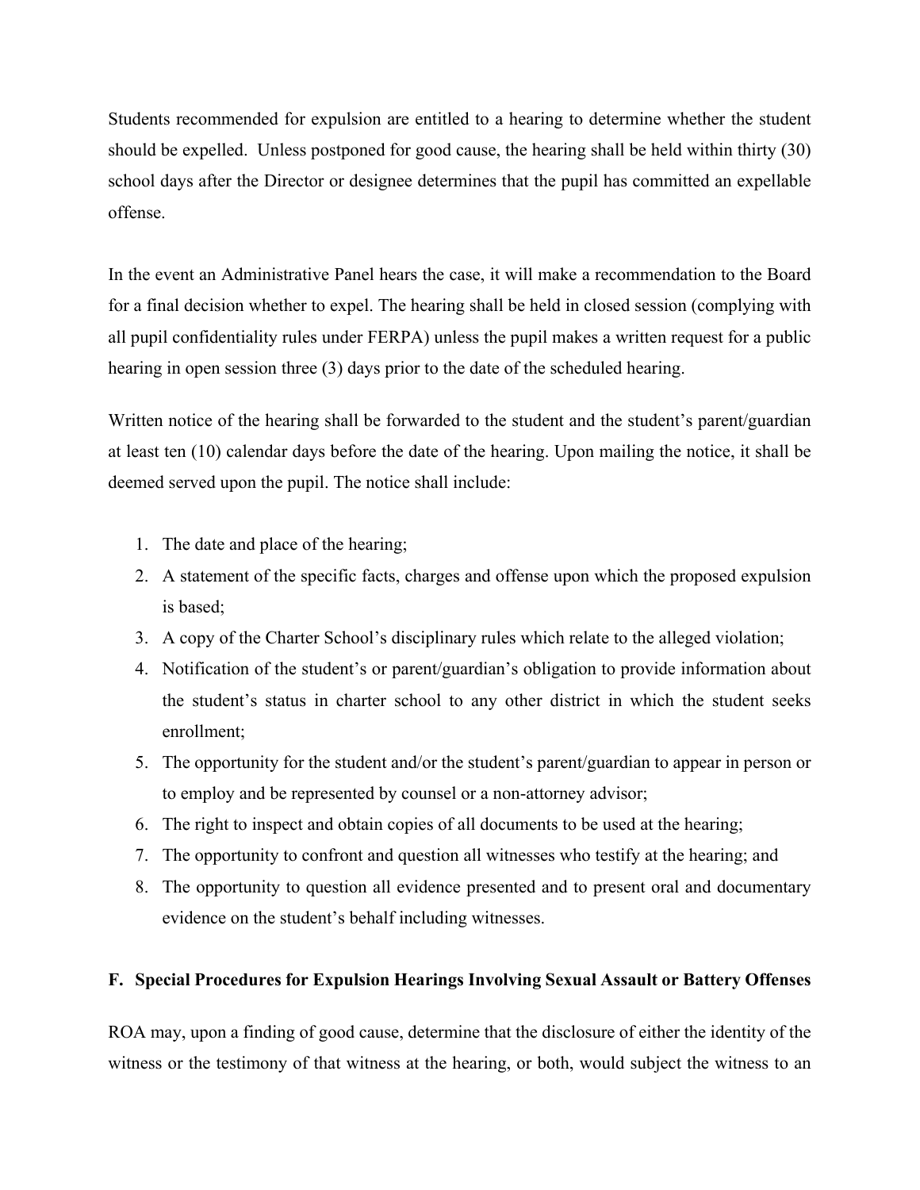Students recommended for expulsion are entitled to a hearing to determine whether the student should be expelled. Unless postponed for good cause, the hearing shall be held within thirty (30) school days after the Director or designee determines that the pupil has committed an expellable offense.

In the event an Administrative Panel hears the case, it will make a recommendation to the Board for a final decision whether to expel. The hearing shall be held in closed session (complying with all pupil confidentiality rules under FERPA) unless the pupil makes a written request for a public hearing in open session three (3) days prior to the date of the scheduled hearing.

Written notice of the hearing shall be forwarded to the student and the student's parent/guardian at least ten (10) calendar days before the date of the hearing. Upon mailing the notice, it shall be deemed served upon the pupil. The notice shall include:

1. The date and place of the hearing;
2. A statement of the specific facts, charges and offense upon which the proposed expulsion is based;
3. A copy of the Charter School's disciplinary rules which relate to the alleged violation;
4. Notification of the student's or parent/guardian's obligation to provide information about the student's status in charter school to any other district in which the student seeks enrollment;
5. The opportunity for the student and/or the student's parent/guardian to appear in person or to employ and be represented by counsel or a non-attorney advisor;
6. The right to inspect and obtain copies of all documents to be used at the hearing;
7. The opportunity to confront and question all witnesses who testify at the hearing; and
8. The opportunity to question all evidence presented and to present oral and documentary evidence on the student's behalf including witnesses.

**F. Special Procedures for Expulsion Hearings Involving Sexual Assault or Battery Offenses**

ROA may, upon a finding of good cause, determine that the disclosure of either the identity of the witness or the testimony of that witness at the hearing, or both, would subject the witness to an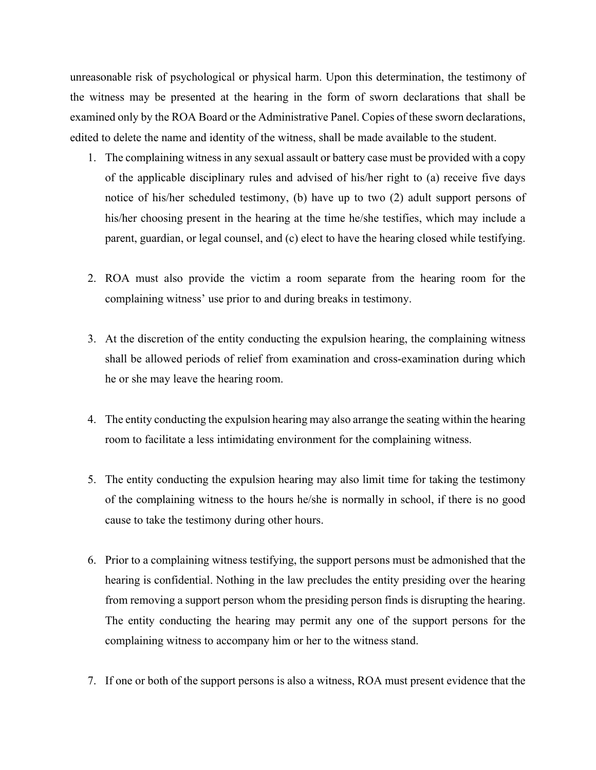unreasonable risk of psychological or physical harm. Upon this determination, the testimony of the witness may be presented at the hearing in the form of sworn declarations that shall be examined only by the ROA Board or the Administrative Panel. Copies of these sworn declarations, edited to delete the name and identity of the witness, shall be made available to the student.

1. The complaining witness in any sexual assault or battery case must be provided with a copy of the applicable disciplinary rules and advised of his/her right to (a) receive five days notice of his/her scheduled testimony, (b) have up to two (2) adult support persons of his/her choosing present in the hearing at the time he/she testifies, which may include a parent, guardian, or legal counsel, and (c) elect to have the hearing closed while testifying.

2. ROA must also provide the victim a room separate from the hearing room for the complaining witness' use prior to and during breaks in testimony.

3. At the discretion of the entity conducting the expulsion hearing, the complaining witness shall be allowed periods of relief from examination and cross-examination during which he or she may leave the hearing room.

4. The entity conducting the expulsion hearing may also arrange the seating within the hearing room to facilitate a less intimidating environment for the complaining witness.

5. The entity conducting the expulsion hearing may also limit time for taking the testimony of the complaining witness to the hours he/she is normally in school, if there is no good cause to take the testimony during other hours.

6. Prior to a complaining witness testifying, the support persons must be admonished that the hearing is confidential. Nothing in the law precludes the entity presiding over the hearing from removing a support person whom the presiding person finds is disrupting the hearing. The entity conducting the hearing may permit any one of the support persons for the complaining witness to accompany him or her to the witness stand.

7. If one or both of the support persons is also a witness, ROA must present evidence that the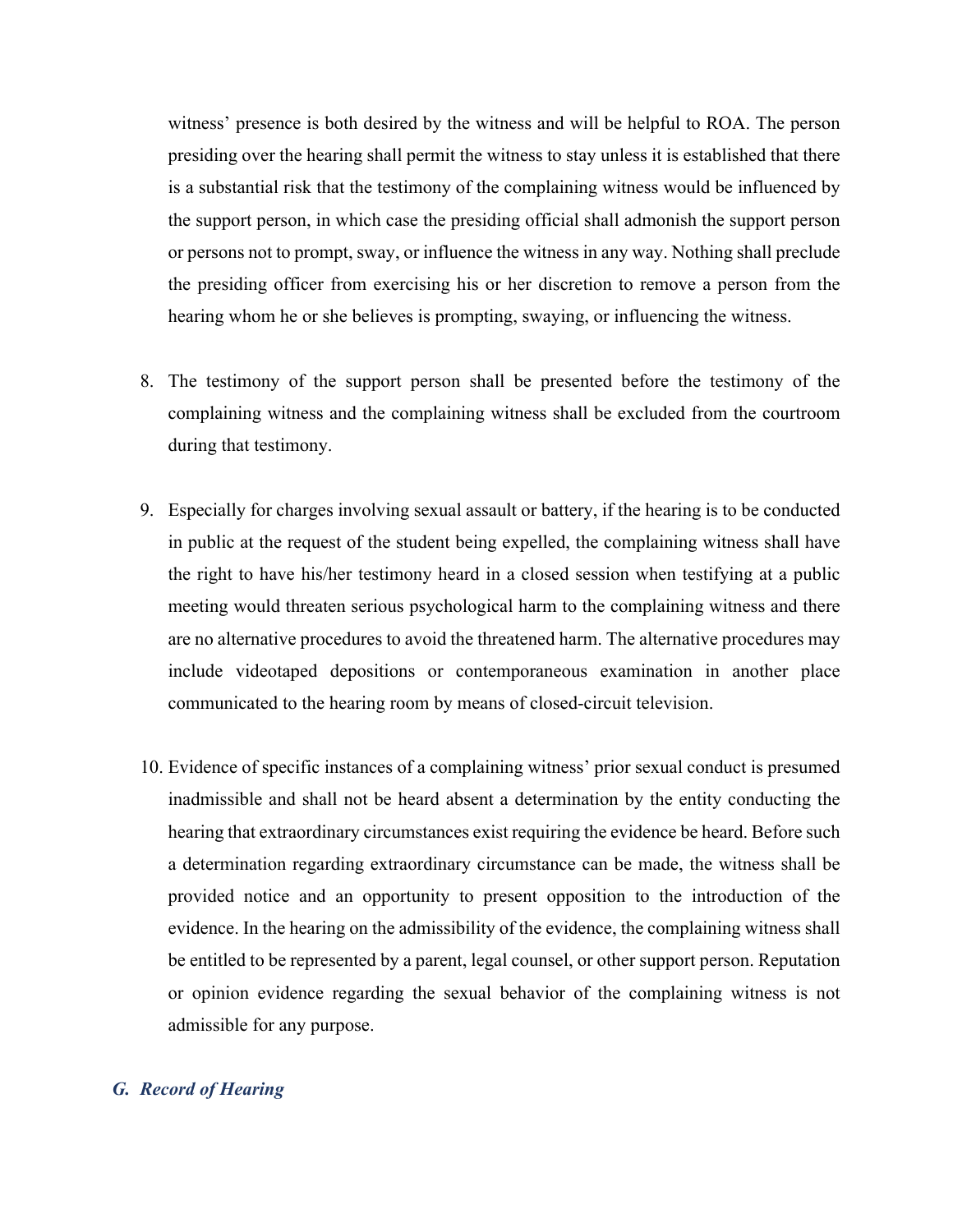witness' presence is both desired by the witness and will be helpful to ROA. The person presiding over the hearing shall permit the witness to stay unless it is established that there is a substantial risk that the testimony of the complaining witness would be influenced by the support person, in which case the presiding official shall admonish the support person or persons not to prompt, sway, or influence the witness in any way. Nothing shall preclude the presiding officer from exercising his or her discretion to remove a person from the hearing whom he or she believes is prompting, swaying, or influencing the witness.

8. The testimony of the support person shall be presented before the testimony of the complaining witness and the complaining witness shall be excluded from the courtroom during that testimony.

9. Especially for charges involving sexual assault or battery, if the hearing is to be conducted in public at the request of the student being expelled, the complaining witness shall have the right to have his/her testimony heard in a closed session when testifying at a public meeting would threaten serious psychological harm to the complaining witness and there are no alternative procedures to avoid the threatened harm. The alternative procedures may include videotaped depositions or contemporaneous examination in another place communicated to the hearing room by means of closed-circuit television.

10. Evidence of specific instances of a complaining witness' prior sexual conduct is presumed inadmissible and shall not be heard absent a determination by the entity conducting the hearing that extraordinary circumstances exist requiring the evidence be heard. Before such a determination regarding extraordinary circumstance can be made, the witness shall be provided notice and an opportunity to present opposition to the introduction of the evidence. In the hearing on the admissibility of the evidence, the complaining witness shall be entitled to be represented by a parent, legal counsel, or other support person. Reputation or opinion evidence regarding the sexual behavior of the complaining witness is not admissible for any purpose.

### *G. Record of Hearing*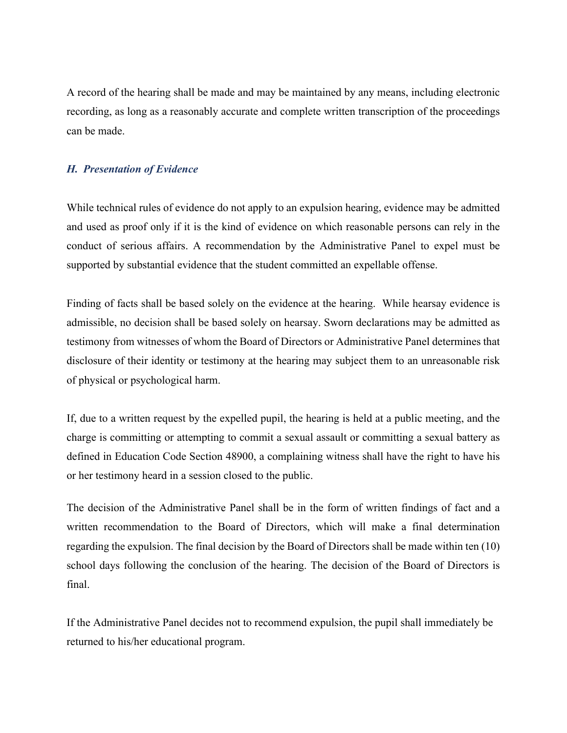A record of the hearing shall be made and may be maintained by any means, including electronic recording, as long as a reasonably accurate and complete written transcription of the proceedings can be made.

### *H. Presentation of Evidence*

While technical rules of evidence do not apply to an expulsion hearing, evidence may be admitted and used as proof only if it is the kind of evidence on which reasonable persons can rely in the conduct of serious affairs. A recommendation by the Administrative Panel to expel must be supported by substantial evidence that the student committed an expellable offense.

Finding of facts shall be based solely on the evidence at the hearing. While hearsay evidence is admissible, no decision shall be based solely on hearsay. Sworn declarations may be admitted as testimony from witnesses of whom the Board of Directors or Administrative Panel determines that disclosure of their identity or testimony at the hearing may subject them to an unreasonable risk of physical or psychological harm.

If, due to a written request by the expelled pupil, the hearing is held at a public meeting, and the charge is committing or attempting to commit a sexual assault or committing a sexual battery as defined in Education Code Section 48900, a complaining witness shall have the right to have his or her testimony heard in a session closed to the public.

The decision of the Administrative Panel shall be in the form of written findings of fact and a written recommendation to the Board of Directors, which will make a final determination regarding the expulsion. The final decision by the Board of Directors shall be made within ten (10) school days following the conclusion of the hearing. The decision of the Board of Directors is final.

If the Administrative Panel decides not to recommend expulsion, the pupil shall immediately be returned to his/her educational program.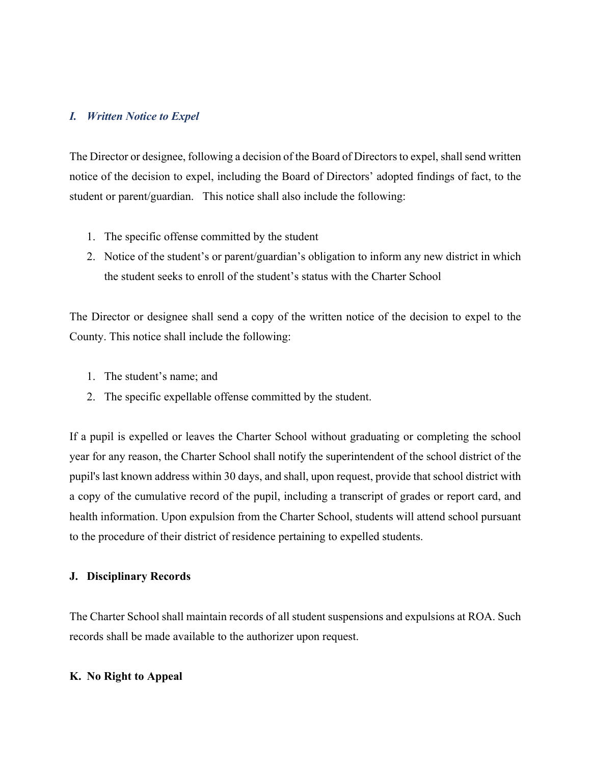### *I. Written Notice to Expel*

The Director or designee, following a decision of the Board of Directors to expel, shall send written notice of the decision to expel, including the Board of Directors' adopted findings of fact, to the student or parent/guardian. This notice shall also include the following:

1. The specific offense committed by the student
2. Notice of the student's or parent/guardian's obligation to inform any new district in which the student seeks to enroll of the student's status with the Charter School

The Director or designee shall send a copy of the written notice of the decision to expel to the County. This notice shall include the following:

1. The student's name; and
2. The specific expellable offense committed by the student.

If a pupil is expelled or leaves the Charter School without graduating or completing the school year for any reason, the Charter School shall notify the superintendent of the school district of the pupil's last known address within 30 days, and shall, upon request, provide that school district with a copy of the cumulative record of the pupil, including a transcript of grades or report card, and health information. Upon expulsion from the Charter School, students will attend school pursuant to the procedure of their district of residence pertaining to expelled students.

### J. Disciplinary Records

The Charter School shall maintain records of all student suspensions and expulsions at ROA. Such records shall be made available to the authorizer upon request.

### K. No Right to Appeal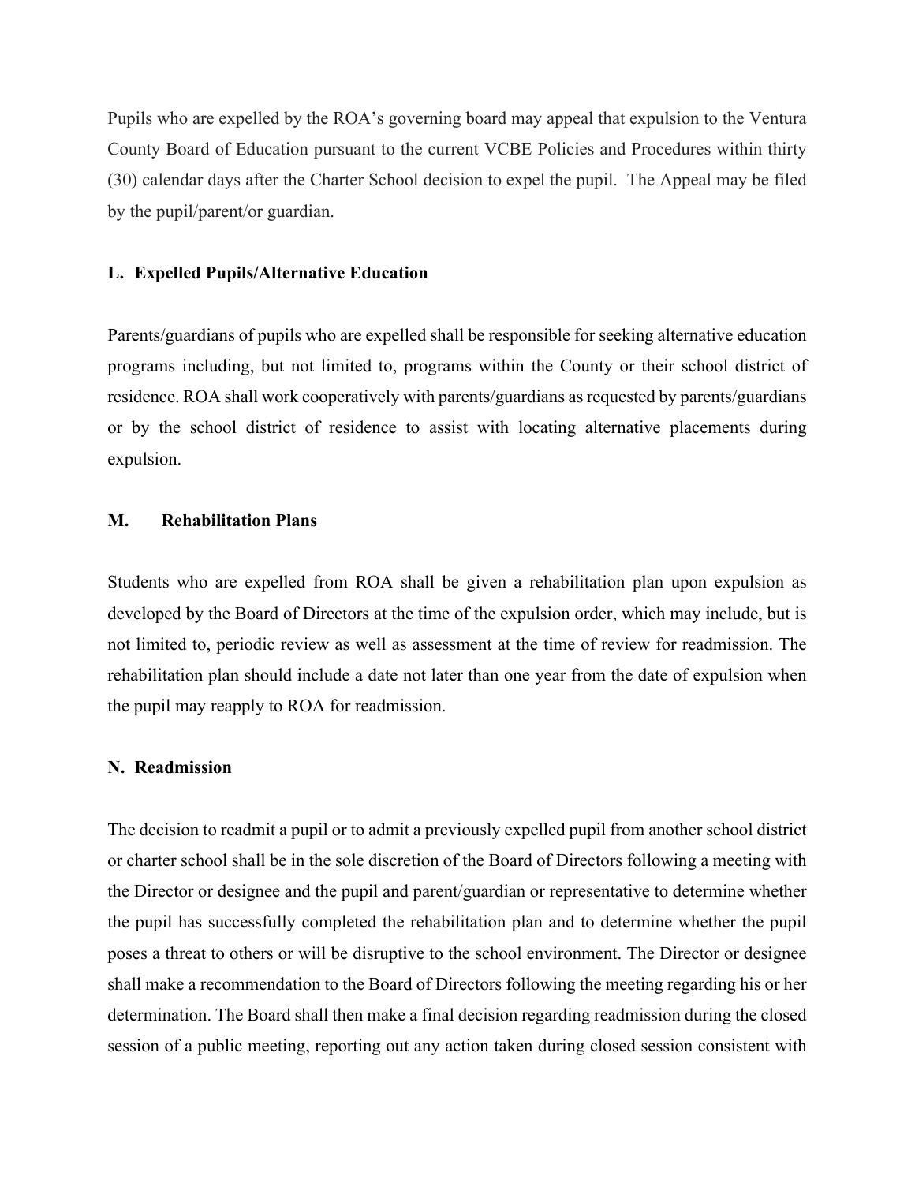Pupils who are expelled by the ROA's governing board may appeal that expulsion to the Ventura County Board of Education pursuant to the current VCBE Policies and Procedures within thirty (30) calendar days after the Charter School decision to expel the pupil. The Appeal may be filed by the pupil/parent/or guardian.

**L. Expelled Pupils/Alternative Education**

Parents/guardians of pupils who are expelled shall be responsible for seeking alternative education programs including, but not limited to, programs within the County or their school district of residence. ROA shall work cooperatively with parents/guardians as requested by parents/guardians or by the school district of residence to assist with locating alternative placements during expulsion.

**M. Rehabilitation Plans**

Students who are expelled from ROA shall be given a rehabilitation plan upon expulsion as developed by the Board of Directors at the time of the expulsion order, which may include, but is not limited to, periodic review as well as assessment at the time of review for readmission. The rehabilitation plan should include a date not later than one year from the date of expulsion when the pupil may reapply to ROA for readmission.

**N. Readmission**

The decision to readmit a pupil or to admit a previously expelled pupil from another school district or charter school shall be in the sole discretion of the Board of Directors following a meeting with the Director or designee and the pupil and parent/guardian or representative to determine whether the pupil has successfully completed the rehabilitation plan and to determine whether the pupil poses a threat to others or will be disruptive to the school environment. The Director or designee shall make a recommendation to the Board of Directors following the meeting regarding his or her determination. The Board shall then make a final decision regarding readmission during the closed session of a public meeting, reporting out any action taken during closed session consistent with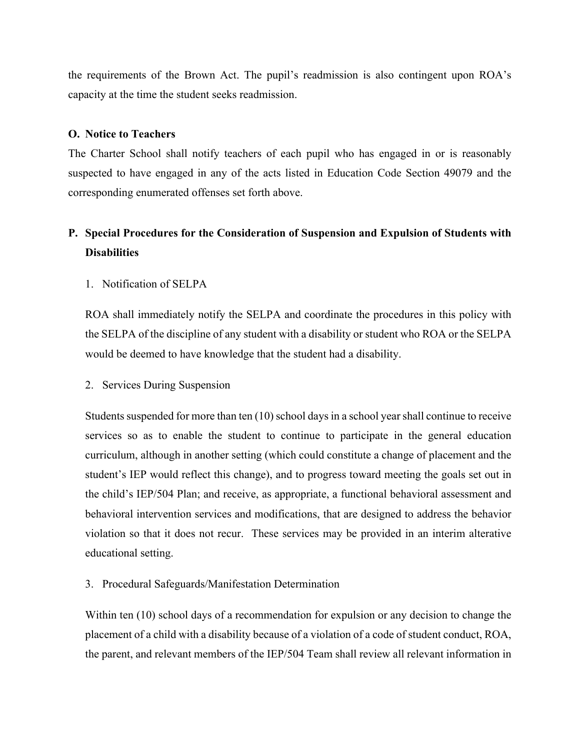the requirements of the Brown Act. The pupil's readmission is also contingent upon ROA's capacity at the time the student seeks readmission.

**O. Notice to Teachers**

The Charter School shall notify teachers of each pupil who has engaged in or is reasonably suspected to have engaged in any of the acts listed in Education Code Section 49079 and the corresponding enumerated offenses set forth above.

**P. Special Procedures for the Consideration of Suspension and Expulsion of Students with Disabilities**

1. Notification of SELPA

   ROA shall immediately notify the SELPA and coordinate the procedures in this policy with the SELPA of the discipline of any student with a disability or student who ROA or the SELPA would be deemed to have knowledge that the student had a disability.

2. Services During Suspension

   Students suspended for more than ten (10) school days in a school year shall continue to receive services so as to enable the student to continue to participate in the general education curriculum, although in another setting (which could constitute a change of placement and the student's IEP would reflect this change), and to progress toward meeting the goals set out in the child's IEP/504 Plan; and receive, as appropriate, a functional behavioral assessment and behavioral intervention services and modifications, that are designed to address the behavior violation so that it does not recur. These services may be provided in an interim alterative educational setting.

3. Procedural Safeguards/Manifestation Determination

   Within ten (10) school days of a recommendation for expulsion or any decision to change the placement of a child with a disability because of a violation of a code of student conduct, ROA, the parent, and relevant members of the IEP/504 Team shall review all relevant information in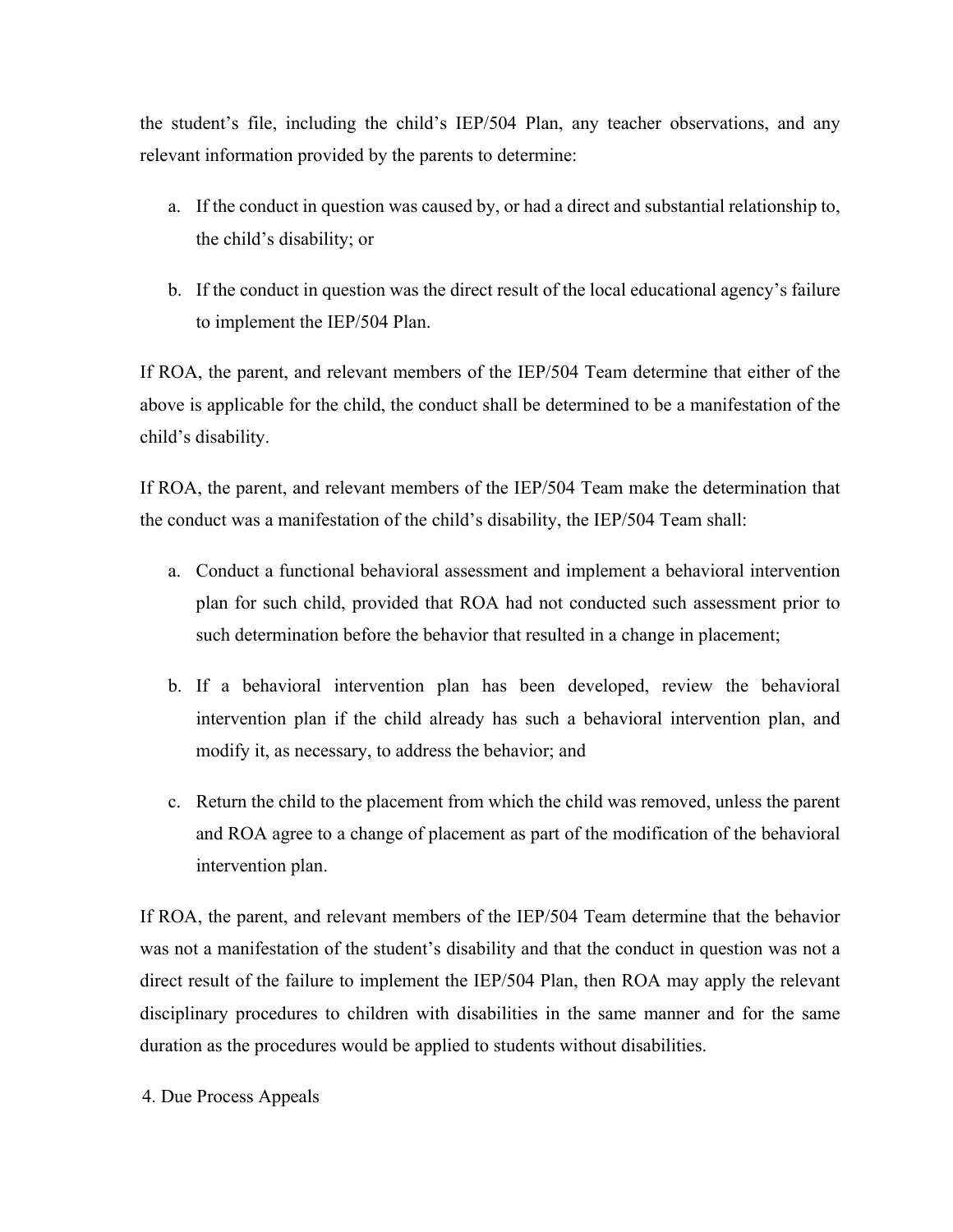the student's file, including the child's IEP/504 Plan, any teacher observations, and any relevant information provided by the parents to determine:

a. If the conduct in question was caused by, or had a direct and substantial relationship to, the child's disability; or

b. If the conduct in question was the direct result of the local educational agency's failure to implement the IEP/504 Plan.

If ROA, the parent, and relevant members of the IEP/504 Team determine that either of the above is applicable for the child, the conduct shall be determined to be a manifestation of the child's disability.

If ROA, the parent, and relevant members of the IEP/504 Team make the determination that the conduct was a manifestation of the child's disability, the IEP/504 Team shall:

a. Conduct a functional behavioral assessment and implement a behavioral intervention plan for such child, provided that ROA had not conducted such assessment prior to such determination before the behavior that resulted in a change in placement;

b. If a behavioral intervention plan has been developed, review the behavioral intervention plan if the child already has such a behavioral intervention plan, and modify it, as necessary, to address the behavior; and

c. Return the child to the placement from which the child was removed, unless the parent and ROA agree to a change of placement as part of the modification of the behavioral intervention plan.

If ROA, the parent, and relevant members of the IEP/504 Team determine that the behavior was not a manifestation of the student's disability and that the conduct in question was not a direct result of the failure to implement the IEP/504 Plan, then ROA may apply the relevant disciplinary procedures to children with disabilities in the same manner and for the same duration as the procedures would be applied to students without disabilities.

4. Due Process Appeals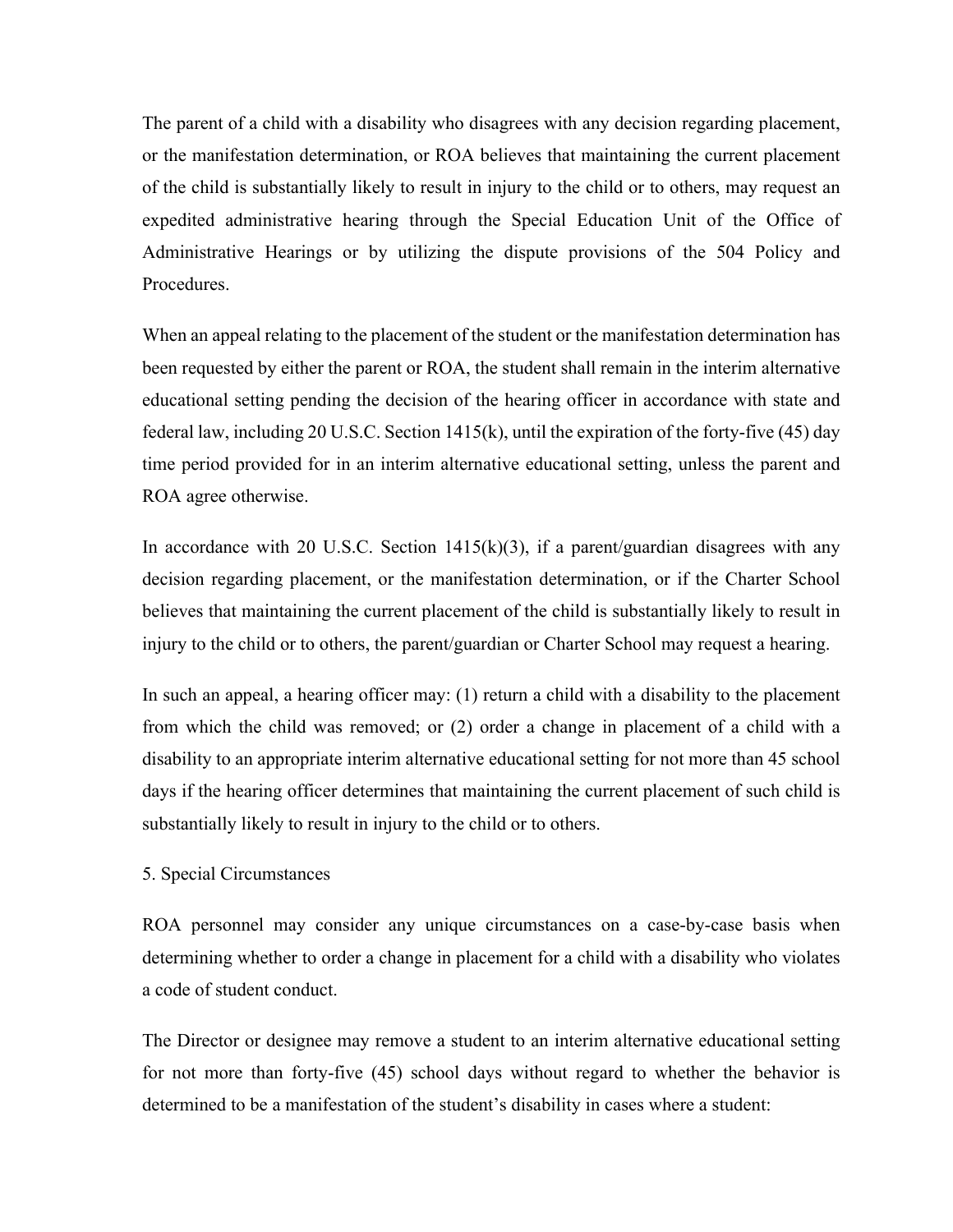The parent of a child with a disability who disagrees with any decision regarding placement, or the manifestation determination, or ROA believes that maintaining the current placement of the child is substantially likely to result in injury to the child or to others, may request an expedited administrative hearing through the Special Education Unit of the Office of Administrative Hearings or by utilizing the dispute provisions of the 504 Policy and Procedures.

When an appeal relating to the placement of the student or the manifestation determination has been requested by either the parent or ROA, the student shall remain in the interim alternative educational setting pending the decision of the hearing officer in accordance with state and federal law, including 20 U.S.C. Section 1415(k), until the expiration of the forty-five (45) day time period provided for in an interim alternative educational setting, unless the parent and ROA agree otherwise.

In accordance with 20 U.S.C. Section 1415(k)(3), if a parent/guardian disagrees with any decision regarding placement, or the manifestation determination, or if the Charter School believes that maintaining the current placement of the child is substantially likely to result in injury to the child or to others, the parent/guardian or Charter School may request a hearing.

In such an appeal, a hearing officer may: (1) return a child with a disability to the placement from which the child was removed; or (2) order a change in placement of a child with a disability to an appropriate interim alternative educational setting for not more than 45 school days if the hearing officer determines that maintaining the current placement of such child is substantially likely to result in injury to the child or to others.

5. Special Circumstances

ROA personnel may consider any unique circumstances on a case-by-case basis when determining whether to order a change in placement for a child with a disability who violates a code of student conduct.

The Director or designee may remove a student to an interim alternative educational setting for not more than forty-five (45) school days without regard to whether the behavior is determined to be a manifestation of the student's disability in cases where a student: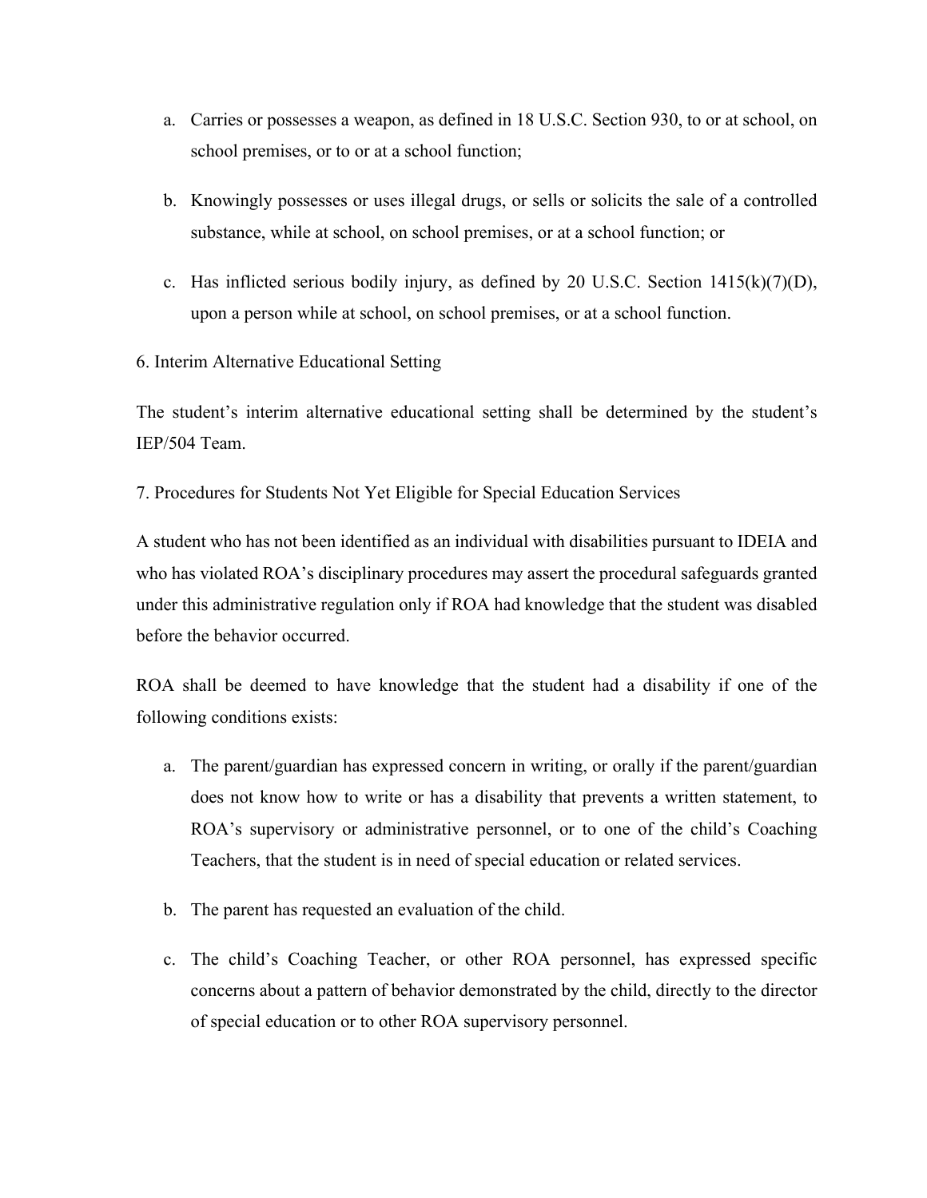a. Carries or possesses a weapon, as defined in 18 U.S.C. Section 930, to or at school, on school premises, or to or at a school function;

b. Knowingly possesses or uses illegal drugs, or sells or solicits the sale of a controlled substance, while at school, on school premises, or at a school function; or

c. Has inflicted serious bodily injury, as defined by 20 U.S.C. Section 1415(k)(7)(D), upon a person while at school, on school premises, or at a school function.

6. Interim Alternative Educational Setting

The student's interim alternative educational setting shall be determined by the student's IEP/504 Team.

7. Procedures for Students Not Yet Eligible for Special Education Services

A student who has not been identified as an individual with disabilities pursuant to IDEIA and who has violated ROA's disciplinary procedures may assert the procedural safeguards granted under this administrative regulation only if ROA had knowledge that the student was disabled before the behavior occurred.

ROA shall be deemed to have knowledge that the student had a disability if one of the following conditions exists:

a. The parent/guardian has expressed concern in writing, or orally if the parent/guardian does not know how to write or has a disability that prevents a written statement, to ROA's supervisory or administrative personnel, or to one of the child's Coaching Teachers, that the student is in need of special education or related services.

b. The parent has requested an evaluation of the child.

c. The child's Coaching Teacher, or other ROA personnel, has expressed specific concerns about a pattern of behavior demonstrated by the child, directly to the director of special education or to other ROA supervisory personnel.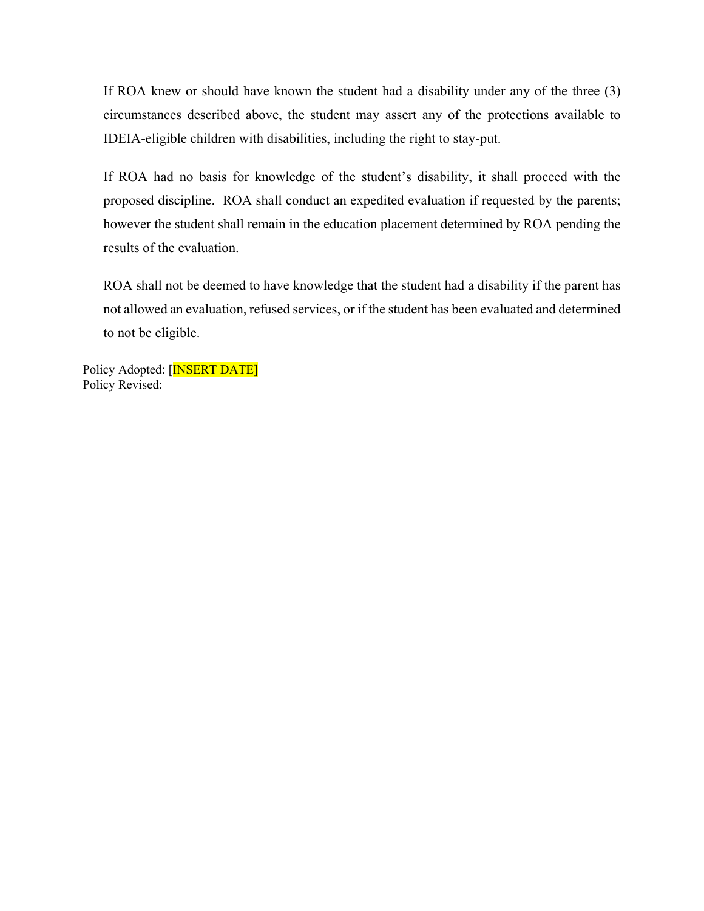If ROA knew or should have known the student had a disability under any of the three (3) circumstances described above, the student may assert any of the protections available to IDEIA-eligible children with disabilities, including the right to stay-put.

If ROA had no basis for knowledge of the student's disability, it shall proceed with the proposed discipline. ROA shall conduct an expedited evaluation if requested by the parents; however the student shall remain in the education placement determined by ROA pending the results of the evaluation.

ROA shall not be deemed to have knowledge that the student had a disability if the parent has not allowed an evaluation, refused services, or if the student has been evaluated and determined to not be eligible.

Policy Adopted: [INSERT DATE]
Policy Revised: